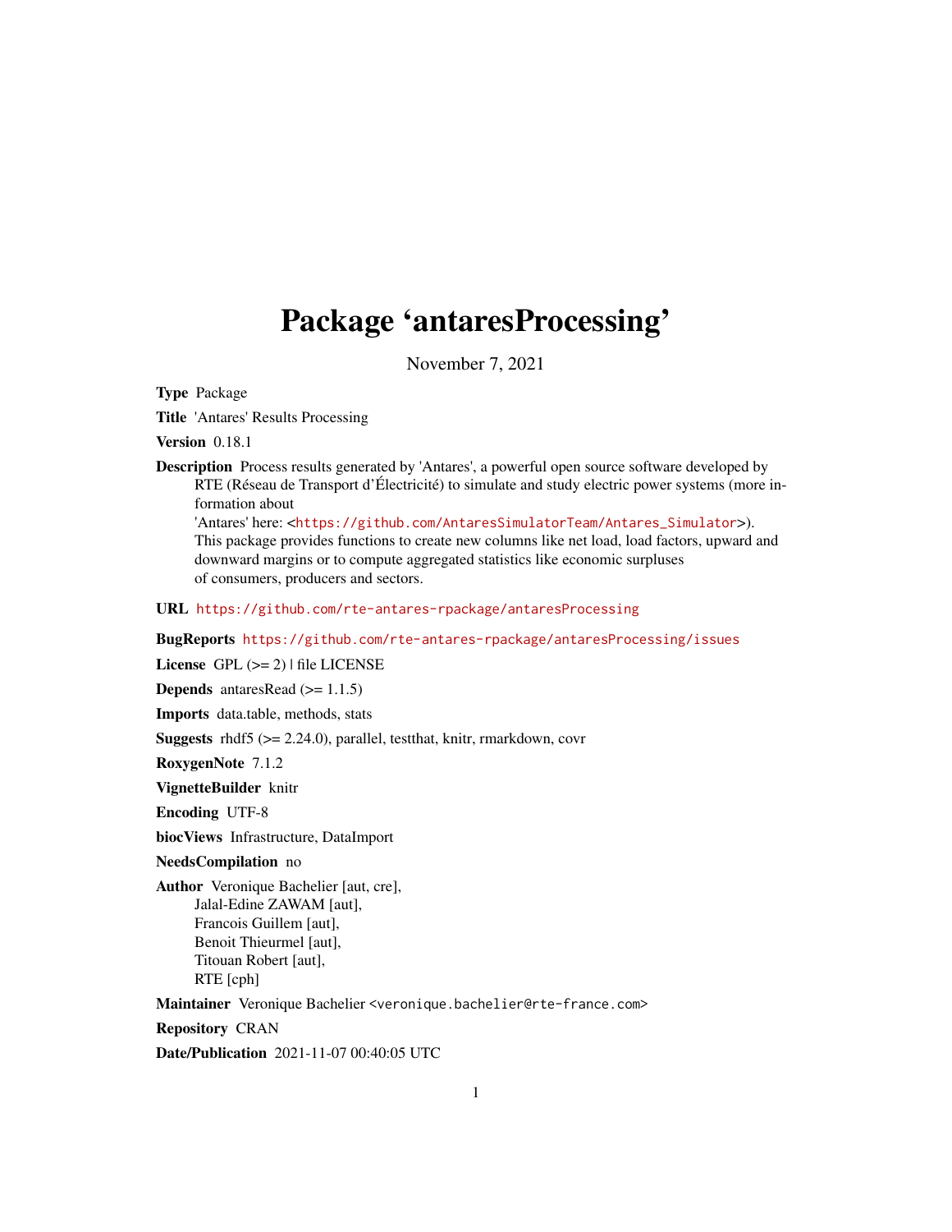# Package 'antaresProcessing'

November 7, 2021

**Type** Package

**Title** 'Antares' Results Processing

**Version** 0.18.1

**Description** Process results generated by 'Antares', a powerful open source software developed by RTE (Réseau de Transport d'Électricité) to simulate and study electric power systems (more information about 'Antares' here: <https://github.com/AntaresSimulatorTeam/Antares_Simulator>). This package provides functions to create new columns like net load, load factors, upward and downward margins or to compute aggregated statistics like economic surpluses of consumers, producers and sectors.

**URL** https://github.com/rte-antares-rpackage/antaresProcessing

**BugReports** https://github.com/rte-antares-rpackage/antaresProcessing/issues

**License** GPL (>= 2) | file LICENSE

**Depends** antaresRead (>= 1.1.5)

**Imports** data.table, methods, stats

**Suggests** rhdf5 (>= 2.24.0), parallel, testthat, knitr, rmarkdown, covr

**RoxygenNote** 7.1.2

**VignetteBuilder** knitr

**Encoding** UTF-8

**biocViews** Infrastructure, DataImport

**NeedsCompilation** no

**Author** Veronique Bachelier [aut, cre],
Jalal-Edine ZAWAM [aut],
Francois Guillem [aut],
Benoit Thieurmel [aut],
Titouan Robert [aut],
RTE [cph]

**Maintainer** Veronique Bachelier <veronique.bachelier@rte-france.com>

**Repository** CRAN

**Date/Publication** 2021-11-07 00:40:05 UTC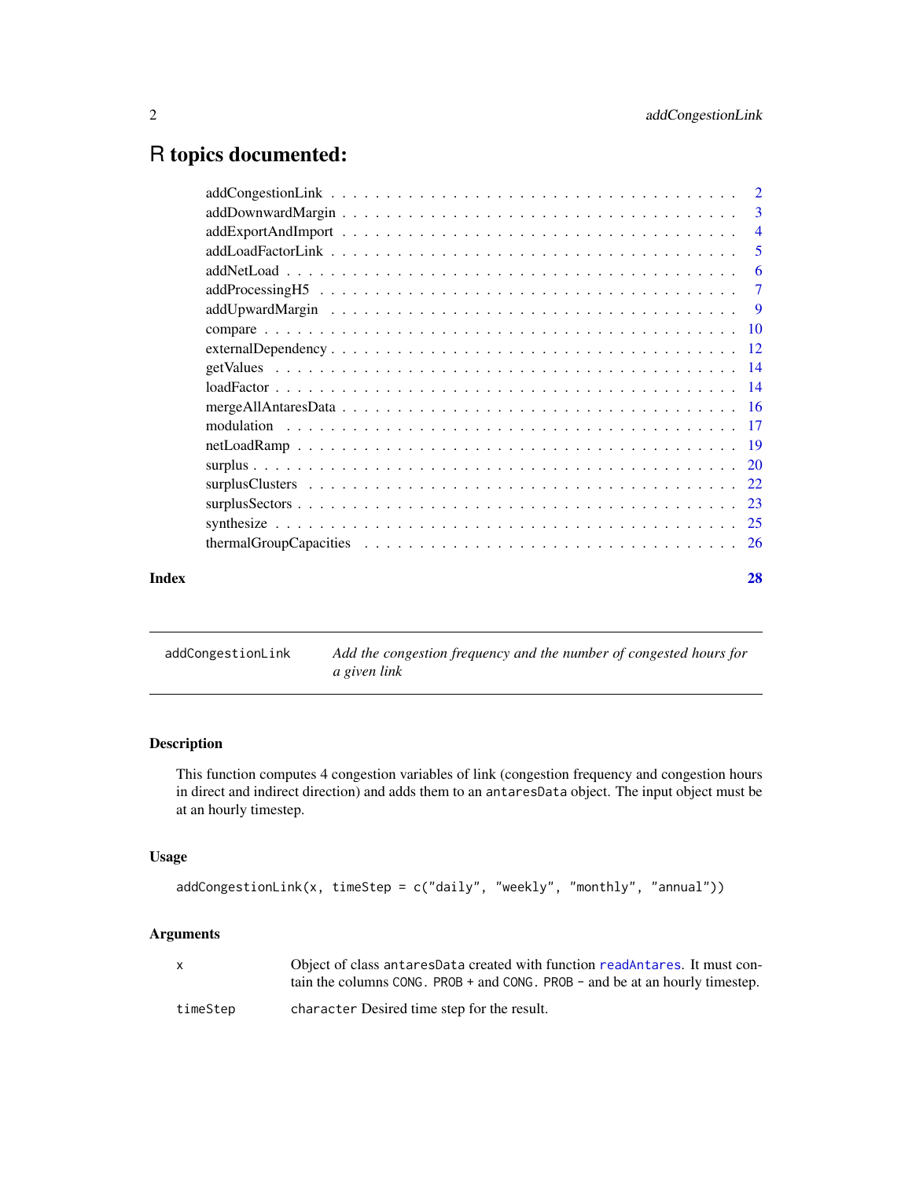# R topics documented:

| | |
|---|---|
| addCongestionLink | 2 |
| addDownwardMargin | 3 |
| addExportAndImport | 4 |
| addLoadFactorLink | 5 |
| addNetLoad | 6 |
| addProcessingH5 | 7 |
| addUpwardMargin | 9 |
| compare | 10 |
| externalDependency | 12 |
| getValues | 14 |
| loadFactor | 14 |
| mergeAllAntaresData | 16 |
| modulation | 17 |
| netLoadRamp | 19 |
| surplus | 20 |
| surplusClusters | 22 |
| surplusSectors | 23 |
| synthesize | 25 |
| thermalGroupCapacities | 26 |

**Index** **28**

---

`addCongestionLink` *Add the congestion frequency and the number of congested hours for a given link*

---

### Description

This function computes 4 congestion variables of link (congestion frequency and congestion hours in direct and indirect direction) and adds them to an `antaresData` object. The input object must be at an hourly timestep.

### Usage

```
addCongestionLink(x, timeStep = c("daily", "weekly", "monthly", "annual"))
```

### Arguments

| | |
|---|---|
| `x` | Object of class `antaresData` created with function `readAntares`. It must contain the columns `CONG. PROB +` and `CONG. PROB -` and be at an hourly timestep. |
| `timeStep` | `character` Desired time step for the result. |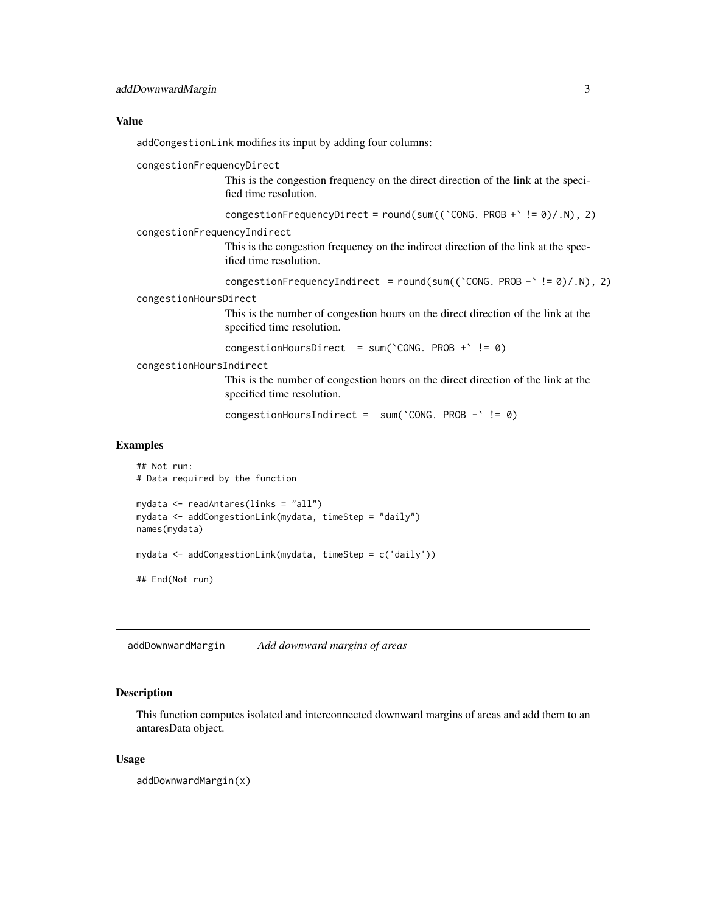### Value

`addCongestionLink` modifies its input by adding four columns:

`congestionFrequencyDirect`
: This is the congestion frequency on the direct direction of the link at the specified time resolution.

  ```
  congestionFrequencyDirect = round(sum((`CONG. PROB +` != 0)/.N), 2)
  ```

`congestionFrequencyIndirect`
: This is the congestion frequency on the indirect direction of the link at the specified time resolution.

  ```
  congestionFrequencyIndirect  = round(sum((`CONG. PROB -` != 0)/.N), 2)
  ```

`congestionHoursDirect`
: This is the number of congestion hours on the direct direction of the link at the specified time resolution.

  ```
  congestionHoursDirect  = sum(`CONG. PROB +` != 0)
  ```

`congestionHoursIndirect`
: This is the number of congestion hours on the direct direction of the link at the specified time resolution.

  ```
  congestionHoursIndirect =  sum(`CONG. PROB -` != 0)
  ```

### Examples

```
## Not run:
# Data required by the function

mydata <- readAntares(links = "all")
mydata <- addCongestionLink(mydata, timeStep = "daily")
names(mydata)

mydata <- addCongestionLink(mydata, timeStep = c('daily'))

## End(Not run)
```

---

## addDownwardMargin &nbsp;&nbsp;&nbsp; *Add downward margins of areas*

### Description

This function computes isolated and interconnected downward margins of areas and add them to an antaresData object.

### Usage

```
addDownwardMargin(x)
```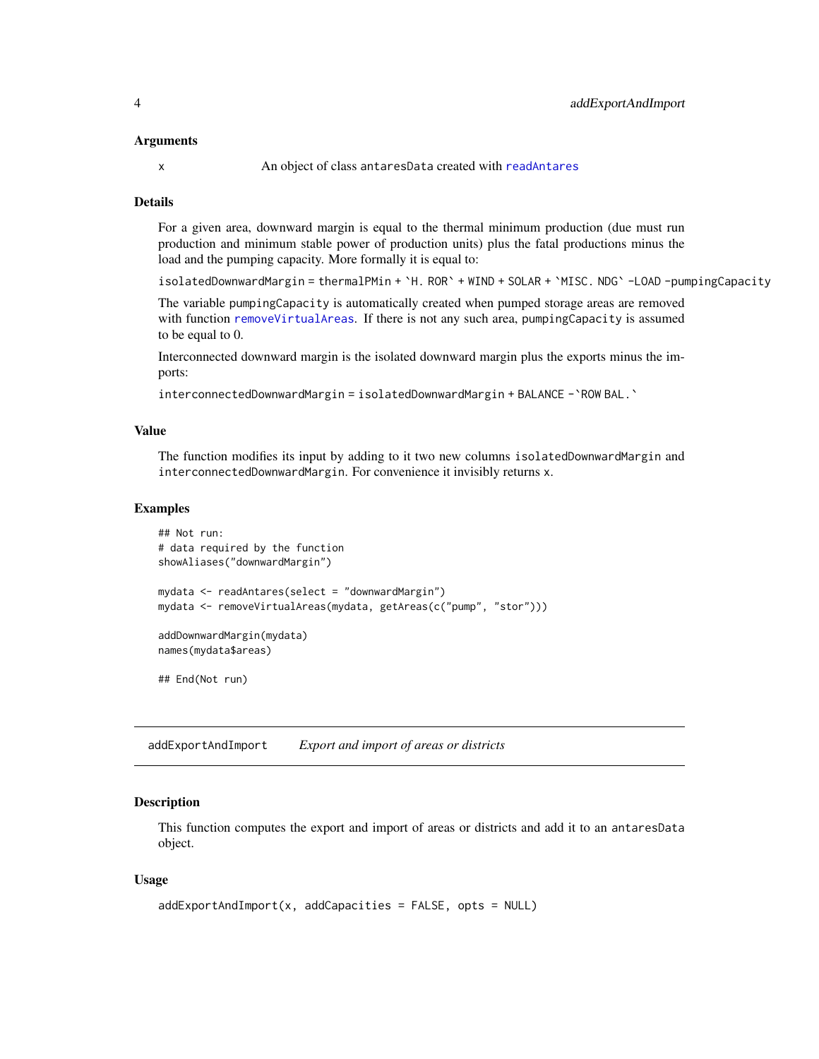### Arguments

x An object of class antaresData created with readAntares

### Details

For a given area, downward margin is equal to the thermal minimum production (due must run production and minimum stable power of production units) plus the fatal productions minus the load and the pumping capacity. More formally it is equal to:

isolatedDownwardMargin = thermalPMin + `H. ROR` + WIND + SOLAR + `MISC. NDG` -LOAD -pumpingCapacity

The variable pumpingCapacity is automatically created when pumped storage areas are removed with function removeVirtualAreas. If there is not any such area, pumpingCapacity is assumed to be equal to 0.

Interconnected downward margin is the isolated downward margin plus the exports minus the imports:

interconnectedDownwardMargin = isolatedDownwardMargin + BALANCE -`ROW BAL.`

### Value

The function modifies its input by adding to it two new columns isolatedDownwardMargin and interconnectedDownwardMargin. For convenience it invisibly returns x.

### Examples

```
## Not run:
# data required by the function
showAliases("downwardMargin")

mydata <- readAntares(select = "downwardMargin")
mydata <- removeVirtualAreas(mydata, getAreas(c("pump", "stor")))

addDownwardMargin(mydata)
names(mydata$areas)

## End(Not run)
```

---

## addExportAndImport *Export and import of areas or districts*

### Description

This function computes the export and import of areas or districts and add it to an antaresData object.

### Usage

```
addExportAndImport(x, addCapacities = FALSE, opts = NULL)
```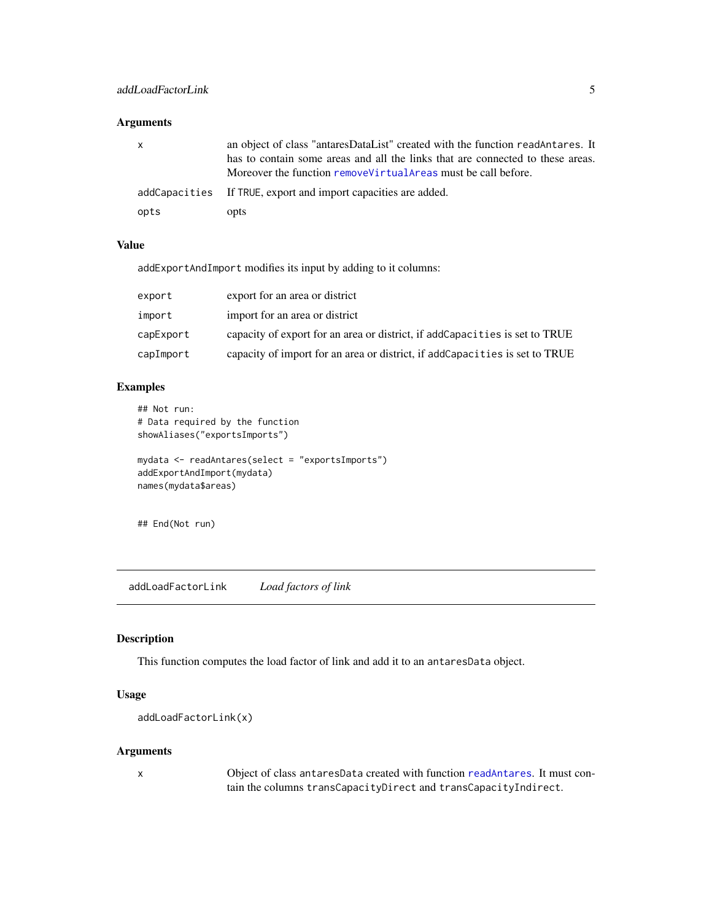### Arguments

| | |
|---|---|
| `x` | an object of class "antaresDataList" created with the function `readAntares`. It has to contain some areas and all the links that are connected to these areas. Moreover the function `removeVirtualAreas` must be call before. |
| `addCapacities` | If `TRUE`, export and import capacities are added. |
| `opts` | opts |

### Value

`addExportAndImport` modifies its input by adding to it columns:

| | |
|---|---|
| `export` | export for an area or district |
| `import` | import for an area or district |
| `capExport` | capacity of export for an area or district, if `addCapacities` is set to TRUE |
| `capImport` | capacity of import for an area or district, if `addCapacities` is set to TRUE |

### Examples

```
## Not run:
# Data required by the function
showAliases("exportsImports")

mydata <- readAntares(select = "exportsImports")
addExportAndImport(mydata)
names(mydata$areas)


## End(Not run)
```

---

## addLoadFactorLink — *Load factors of link*

---

### Description

This function computes the load factor of link and add it to an `antaresData` object.

### Usage

```
addLoadFactorLink(x)
```

### Arguments

| | |
|---|---|
| `x` | Object of class `antaresData` created with function `readAntares`. It must contain the columns `transCapacityDirect` and `transCapacityIndirect`. |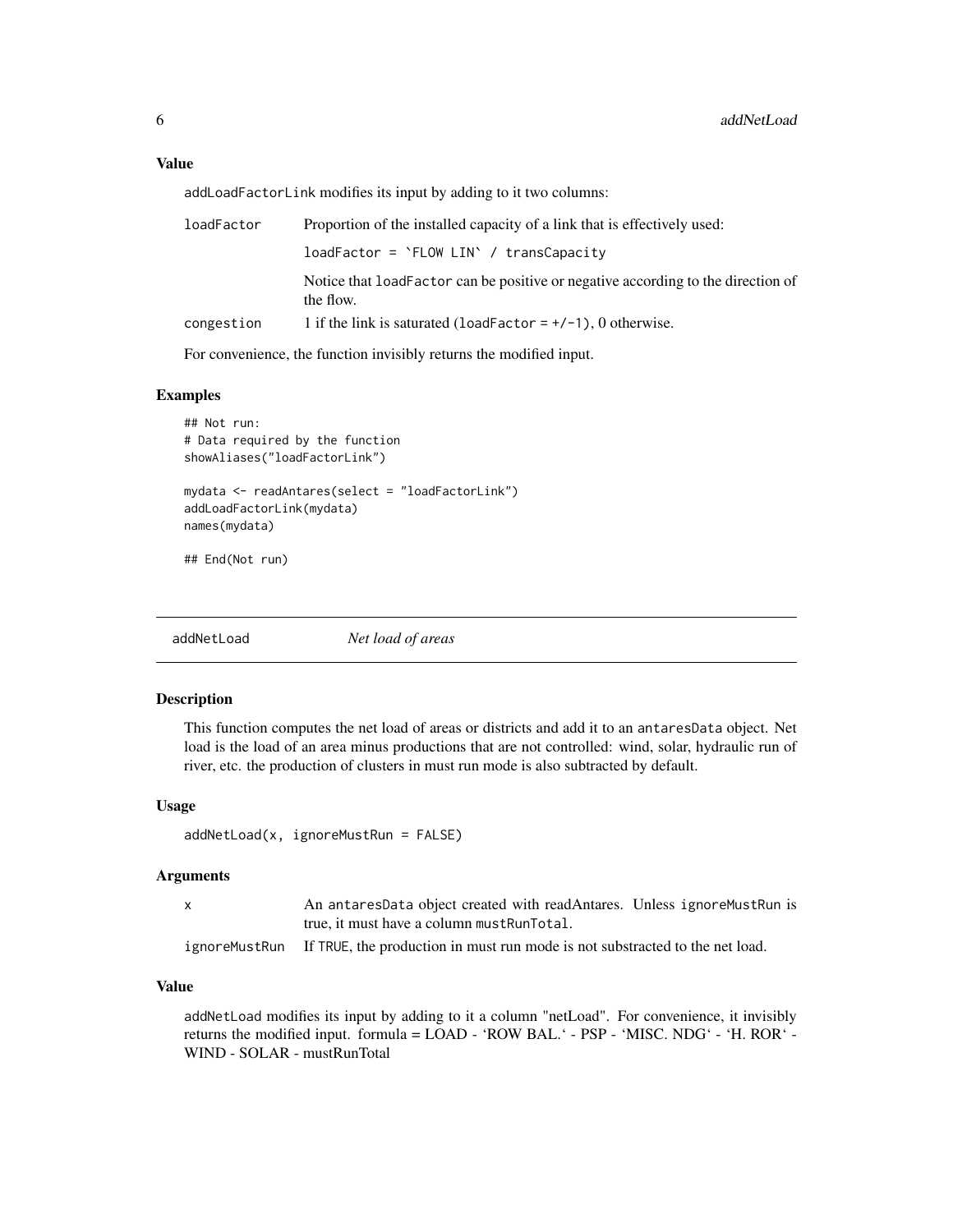### Value

addLoadFactorLink modifies its input by adding to it two columns:

| | |
|---|---|
| loadFactor | Proportion of the installed capacity of a link that is effectively used: |
| | loadFactor = `FLOW LIN` / transCapacity |
| | Notice that loadFactor can be positive or negative according to the direction of the flow. |
| congestion | 1 if the link is saturated (loadFactor = +/-1), 0 otherwise. |

For convenience, the function invisibly returns the modified input.

### Examples

```
## Not run:
# Data required by the function
showAliases("loadFactorLink")

mydata <- readAntares(select = "loadFactorLink")
addLoadFactorLink(mydata)
names(mydata)

## End(Not run)
```

---

## addNetLoad *Net load of areas*

---

### Description

This function computes the net load of areas or districts and add it to an antaresData object. Net load is the load of an area minus productions that are not controlled: wind, solar, hydraulic run of river, etc. the production of clusters in must run mode is also subtracted by default.

### Usage

```
addNetLoad(x, ignoreMustRun = FALSE)
```

### Arguments

| | |
|---|---|
| x | An antaresData object created with readAntares. Unless ignoreMustRun is true, it must have a column mustRunTotal. |
| ignoreMustRun | If TRUE, the production in must run mode is not substracted to the net load. |

### Value

addNetLoad modifies its input by adding to it a column "netLoad". For convenience, it invisibly returns the modified input. formula = LOAD - 'ROW BAL.' - PSP - 'MISC. NDG' - 'H. ROR' - WIND - SOLAR - mustRunTotal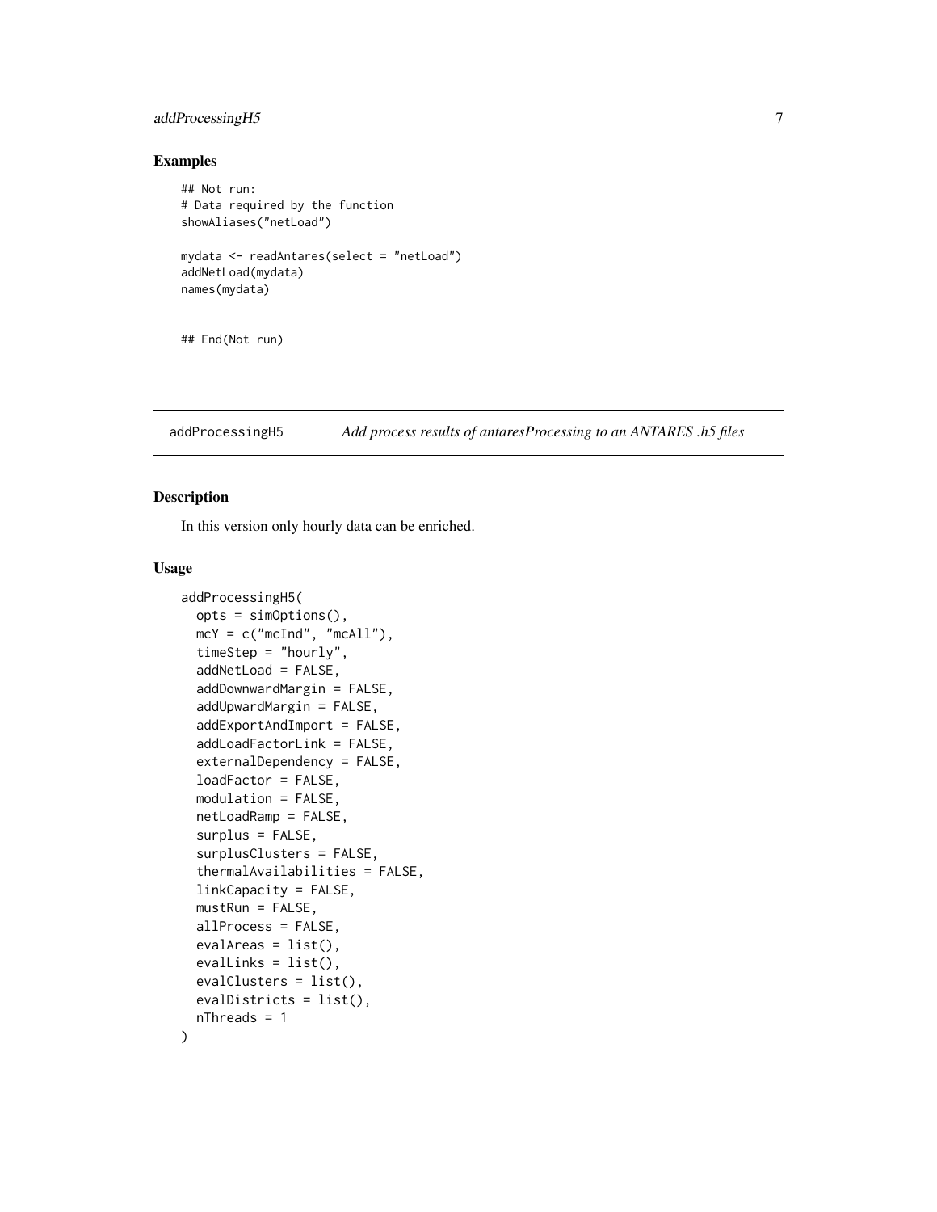## Examples

```
## Not run:
# Data required by the function
showAliases("netLoad")

mydata <- readAntares(select = "netLoad")
addNetLoad(mydata)
names(mydata)


## End(Not run)
```

---

# addProcessingH5 *Add process results of antaresProcessing to an ANTARES .h5 files*

## Description

In this version only hourly data can be enriched.

## Usage

```
addProcessingH5(
  opts = simOptions(),
  mcY = c("mcInd", "mcAll"),
  timeStep = "hourly",
  addNetLoad = FALSE,
  addDownwardMargin = FALSE,
  addUpwardMargin = FALSE,
  addExportAndImport = FALSE,
  addLoadFactorLink = FALSE,
  externalDependency = FALSE,
  loadFactor = FALSE,
  modulation = FALSE,
  netLoadRamp = FALSE,
  surplus = FALSE,
  surplusClusters = FALSE,
  thermalAvailabilities = FALSE,
  linkCapacity = FALSE,
  mustRun = FALSE,
  allProcess = FALSE,
  evalAreas = list(),
  evalLinks = list(),
  evalClusters = list(),
  evalDistricts = list(),
  nThreads = 1
)
```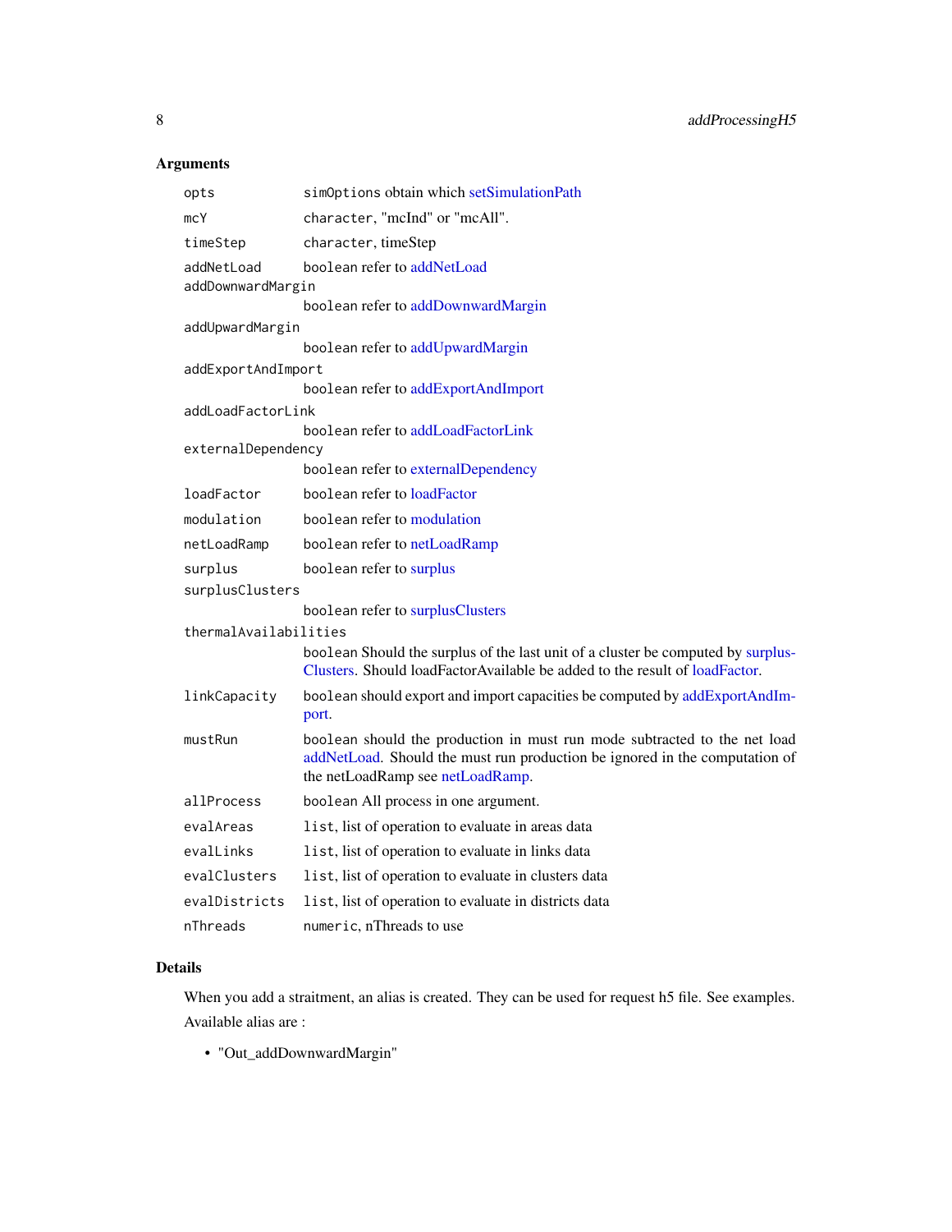## Arguments

| | |
|---|---|
| `opts` | `simOptions` obtain which setSimulationPath |
| `mcY` | `character`, "mcInd" or "mcAll". |
| `timeStep` | `character`, timeStep |
| `addNetLoad` | `boolean` refer to addNetLoad |
| `addDownwardMargin` | `boolean` refer to addDownwardMargin |
| `addUpwardMargin` | `boolean` refer to addUpwardMargin |
| `addExportAndImport` | `boolean` refer to addExportAndImport |
| `addLoadFactorLink` | `boolean` refer to addLoadFactorLink |
| `externalDependency` | `boolean` refer to externalDependency |
| `loadFactor` | `boolean` refer to loadFactor |
| `modulation` | `boolean` refer to modulation |
| `netLoadRamp` | `boolean` refer to netLoadRamp |
| `surplus` | `boolean` refer to surplus |
| `surplusClusters` | `boolean` refer to surplusClusters |
| `thermalAvailabilities` | `boolean` Should the surplus of the last unit of a cluster be computed by surplusClusters. Should loadFactorAvailable be added to the result of loadFactor. |
| `linkCapacity` | `boolean` should export and import capacities be computed by addExportAndImport. |
| `mustRun` | `boolean` should the production in must run mode subtracted to the net load addNetLoad. Should the must run production be ignored in the computation of the netLoadRamp see netLoadRamp. |
| `allProcess` | `boolean` All process in one argument. |
| `evalAreas` | `list`, list of operation to evaluate in areas data |
| `evalLinks` | `list`, list of operation to evaluate in links data |
| `evalClusters` | `list`, list of operation to evaluate in clusters data |
| `evalDistricts` | `list`, list of operation to evaluate in districts data |
| `nThreads` | `numeric`, nThreads to use |

## Details

When you add a straitment, an alias is created. They can be used for request h5 file. See examples.

Available alias are :

- "Out_addDownwardMargin"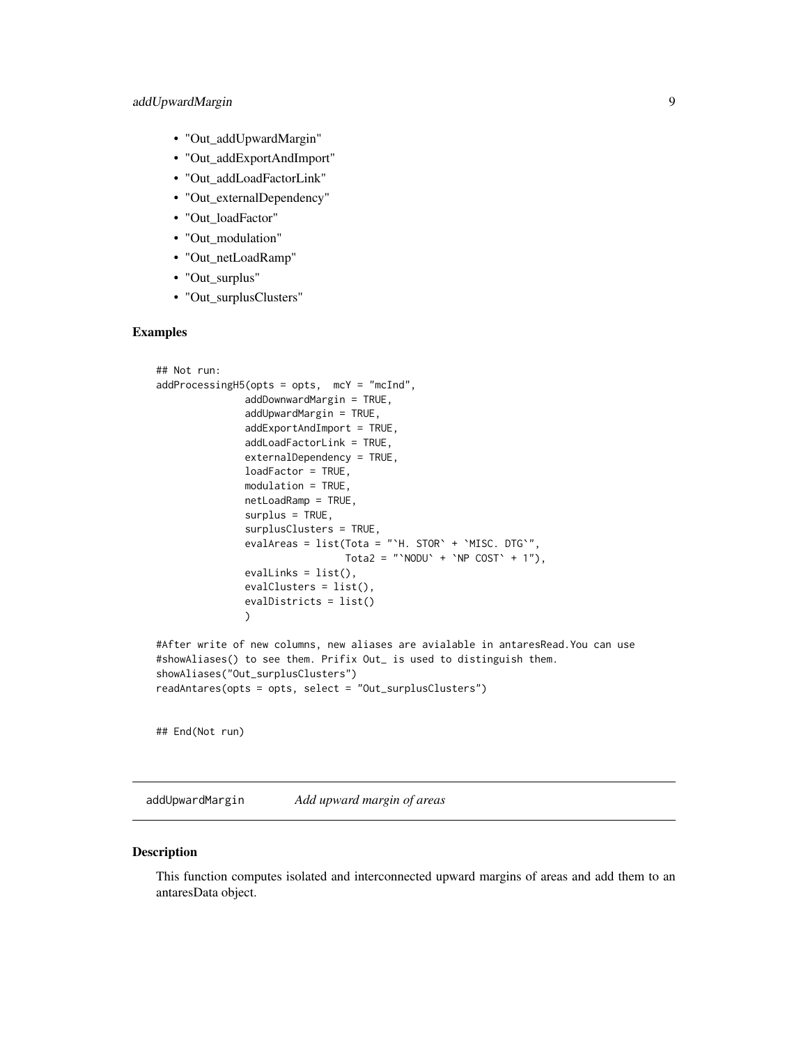- "Out_addUpwardMargin"
- "Out_addExportAndImport"
- "Out_addLoadFactorLink"
- "Out_externalDependency"
- "Out_loadFactor"
- "Out_modulation"
- "Out_netLoadRamp"
- "Out_surplus"
- "Out_surplusClusters"

### Examples

```
## Not run:
addProcessingH5(opts = opts,  mcY = "mcInd",
               addDownwardMargin = TRUE,
               addUpwardMargin = TRUE,
               addExportAndImport = TRUE,
               addLoadFactorLink = TRUE,
               externalDependency = TRUE,
               loadFactor = TRUE,
               modulation = TRUE,
               netLoadRamp = TRUE,
               surplus = TRUE,
               surplusClusters = TRUE,
               evalAreas = list(Tota = "`H. STOR` + `MISC. DTG`",
                                Tota2 = "`NODU` + `NP COST` + 1"),
               evalLinks = list(),
               evalClusters = list(),
               evalDistricts = list()
               )

#After write of new columns, new aliases are avialable in antaresRead.You can use
#showAliases() to see them. Prifix Out_ is used to distinguish them.
showAliases("Out_surplusClusters")
readAntares(opts = opts, select = "Out_surplusClusters")


## End(Not run)
```

---

## addUpwardMargin *Add upward margin of areas*

### Description

This function computes isolated and interconnected upward margins of areas and add them to an antaresData object.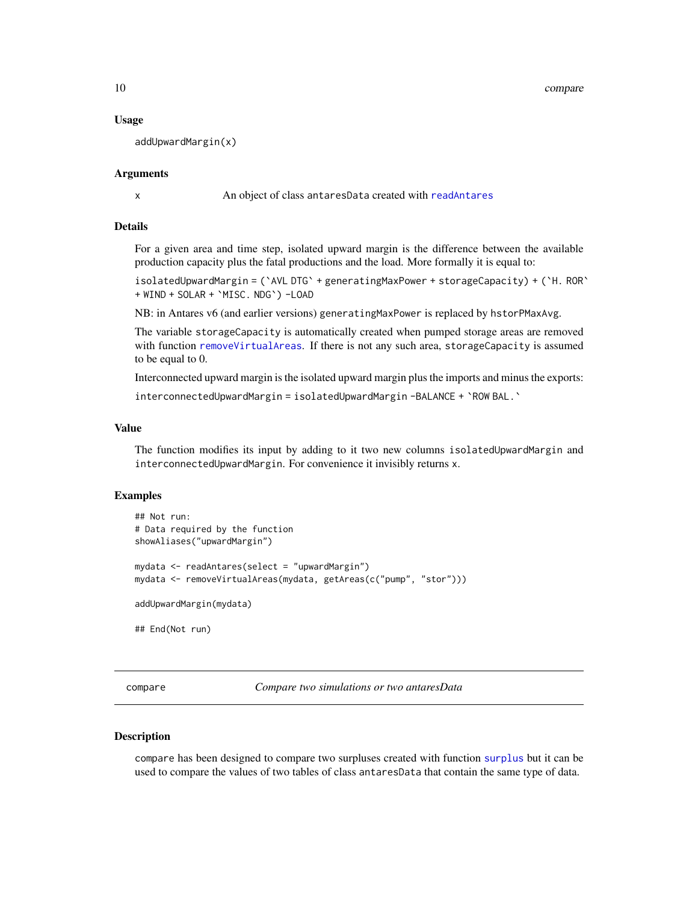### Usage

```
addUpwardMargin(x)
```

### Arguments

| | |
|---|---|
| x | An object of class antaresData created with readAntares |

### Details

For a given area and time step, isolated upward margin is the difference between the available production capacity plus the fatal productions and the load. More formally it is equal to:

isolatedUpwardMargin = (`AVL DTG` + generatingMaxPower + storageCapacity) + (`H. ROR` + WIND + SOLAR + `MISC. NDG`) -LOAD

NB: in Antares v6 (and earlier versions) generatingMaxPower is replaced by hstorPMaxAvg.

The variable storageCapacity is automatically created when pumped storage areas are removed with function removeVirtualAreas. If there is not any such area, storageCapacity is assumed to be equal to 0.

Interconnected upward margin is the isolated upward margin plus the imports and minus the exports:

interconnectedUpwardMargin = isolatedUpwardMargin -BALANCE + `ROW BAL.`

### Value

The function modifies its input by adding to it two new columns isolatedUpwardMargin and interconnectedUpwardMargin. For convenience it invisibly returns x.

### Examples

```
## Not run:
# Data required by the function
showAliases("upwardMargin")

mydata <- readAntares(select = "upwardMargin")
mydata <- removeVirtualAreas(mydata, getAreas(c("pump", "stor")))

addUpwardMargin(mydata)

## End(Not run)
```

---

## compare — *Compare two simulations or two antaresData*

### Description

compare has been designed to compare two surpluses created with function surplus but it can be used to compare the values of two tables of class antaresData that contain the same type of data.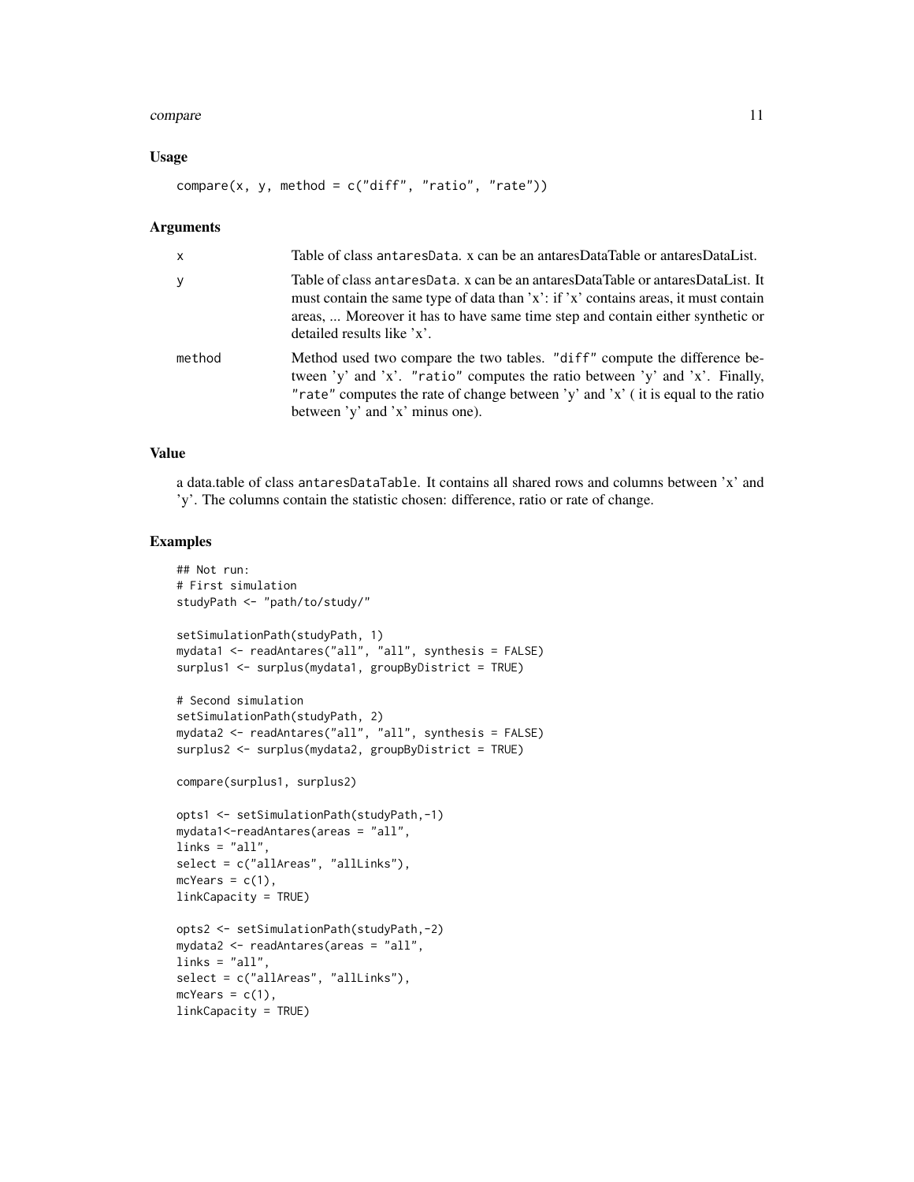### Usage

```
compare(x, y, method = c("diff", "ratio", "rate"))
```

### Arguments

| | |
|---|---|
| x | Table of class antaresData. x can be an antaresDataTable or antaresDataList. |
| y | Table of class antaresData. x can be an antaresDataTable or antaresDataList. It must contain the same type of data than 'x': if 'x' contains areas, it must contain areas, ... Moreover it has to have same time step and contain either synthetic or detailed results like 'x'. |
| method | Method used two compare the two tables. "diff" compute the difference between 'y' and 'x'. "ratio" computes the ratio between 'y' and 'x'. Finally, "rate" computes the rate of change between 'y' and 'x' ( it is equal to the ratio between 'y' and 'x' minus one). |

### Value

a data.table of class antaresDataTable. It contains all shared rows and columns between 'x' and 'y'. The columns contain the statistic chosen: difference, ratio or rate of change.

### Examples

```
## Not run:
# First simulation
studyPath <- "path/to/study/"

setSimulationPath(studyPath, 1)
mydata1 <- readAntares("all", "all", synthesis = FALSE)
surplus1 <- surplus(mydata1, groupByDistrict = TRUE)

# Second simulation
setSimulationPath(studyPath, 2)
mydata2 <- readAntares("all", "all", synthesis = FALSE)
surplus2 <- surplus(mydata2, groupByDistrict = TRUE)

compare(surplus1, surplus2)

opts1 <- setSimulationPath(studyPath,-1)
mydata1<-readAntares(areas = "all",
links = "all",
select = c("allAreas", "allLinks"),
mcYears = c(1),
linkCapacity = TRUE)

opts2 <- setSimulationPath(studyPath,-2)
mydata2 <- readAntares(areas = "all",
links = "all",
select = c("allAreas", "allLinks"),
mcYears = c(1),
linkCapacity = TRUE)
```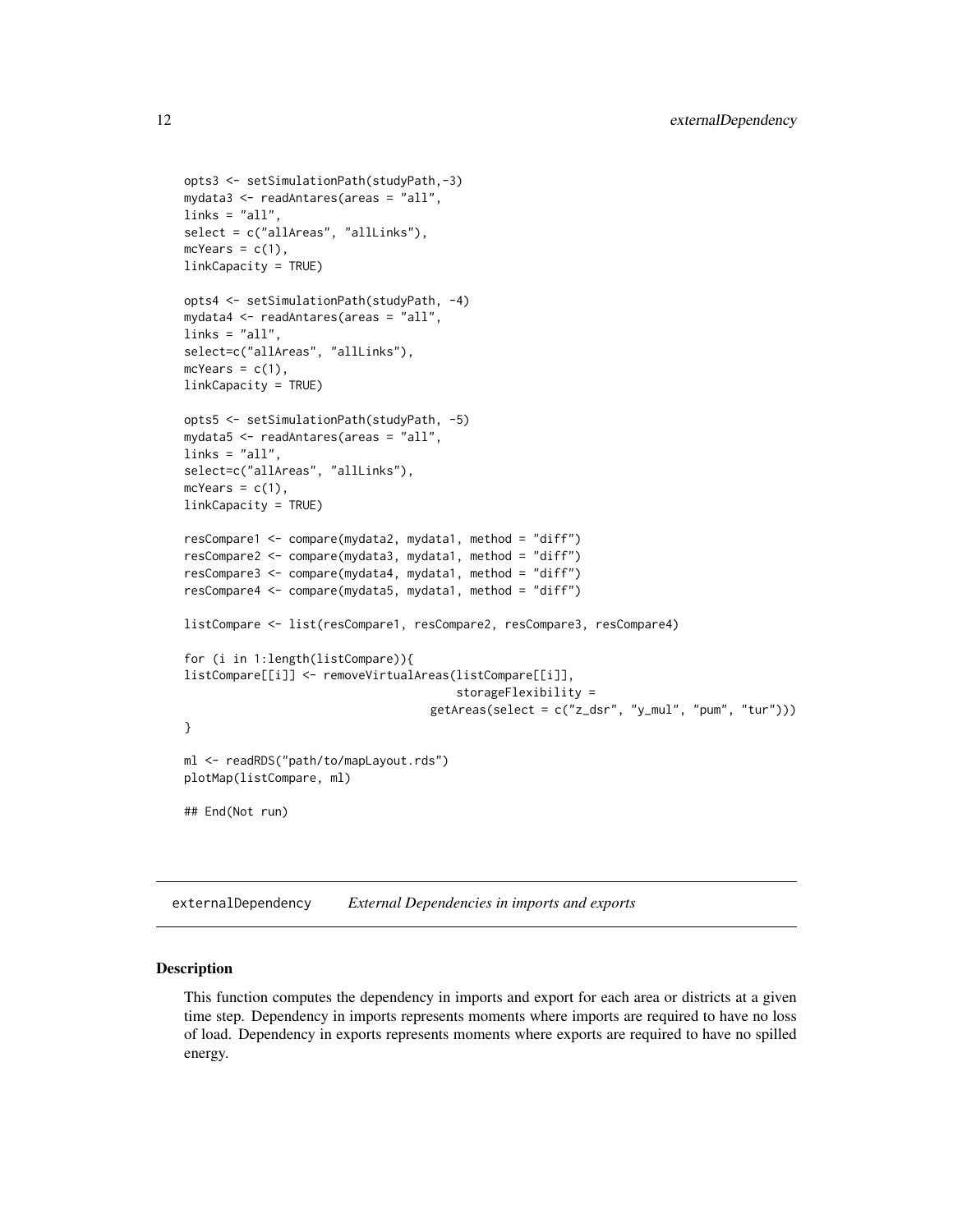```
opts3 <- setSimulationPath(studyPath,-3)
mydata3 <- readAntares(areas = "all",
links = "all",
select = c("allAreas", "allLinks"),
mcYears = c(1),
linkCapacity = TRUE)

opts4 <- setSimulationPath(studyPath, -4)
mydata4 <- readAntares(areas = "all",
links = "all",
select=c("allAreas", "allLinks"),
mcYears = c(1),
linkCapacity = TRUE)

opts5 <- setSimulationPath(studyPath, -5)
mydata5 <- readAntares(areas = "all",
links = "all",
select=c("allAreas", "allLinks"),
mcYears = c(1),
linkCapacity = TRUE)

resCompare1 <- compare(mydata2, mydata1, method = "diff")
resCompare2 <- compare(mydata3, mydata1, method = "diff")
resCompare3 <- compare(mydata4, mydata1, method = "diff")
resCompare4 <- compare(mydata5, mydata1, method = "diff")

listCompare <- list(resCompare1, resCompare2, resCompare3, resCompare4)

for (i in 1:length(listCompare)){
listCompare[[i]] <- removeVirtualAreas(listCompare[[i]],
                                        storageFlexibility =
                                    getAreas(select = c("z_dsr", "y_mul", "pum", "tur")))
}

ml <- readRDS("path/to/mapLayout.rds")
plotMap(listCompare, ml)

## End(Not run)
```

## externalDependency *External Dependencies in imports and exports*

### Description

This function computes the dependency in imports and export for each area or districts at a given time step. Dependency in imports represents moments where imports are required to have no loss of load. Dependency in exports represents moments where exports are required to have no spilled energy.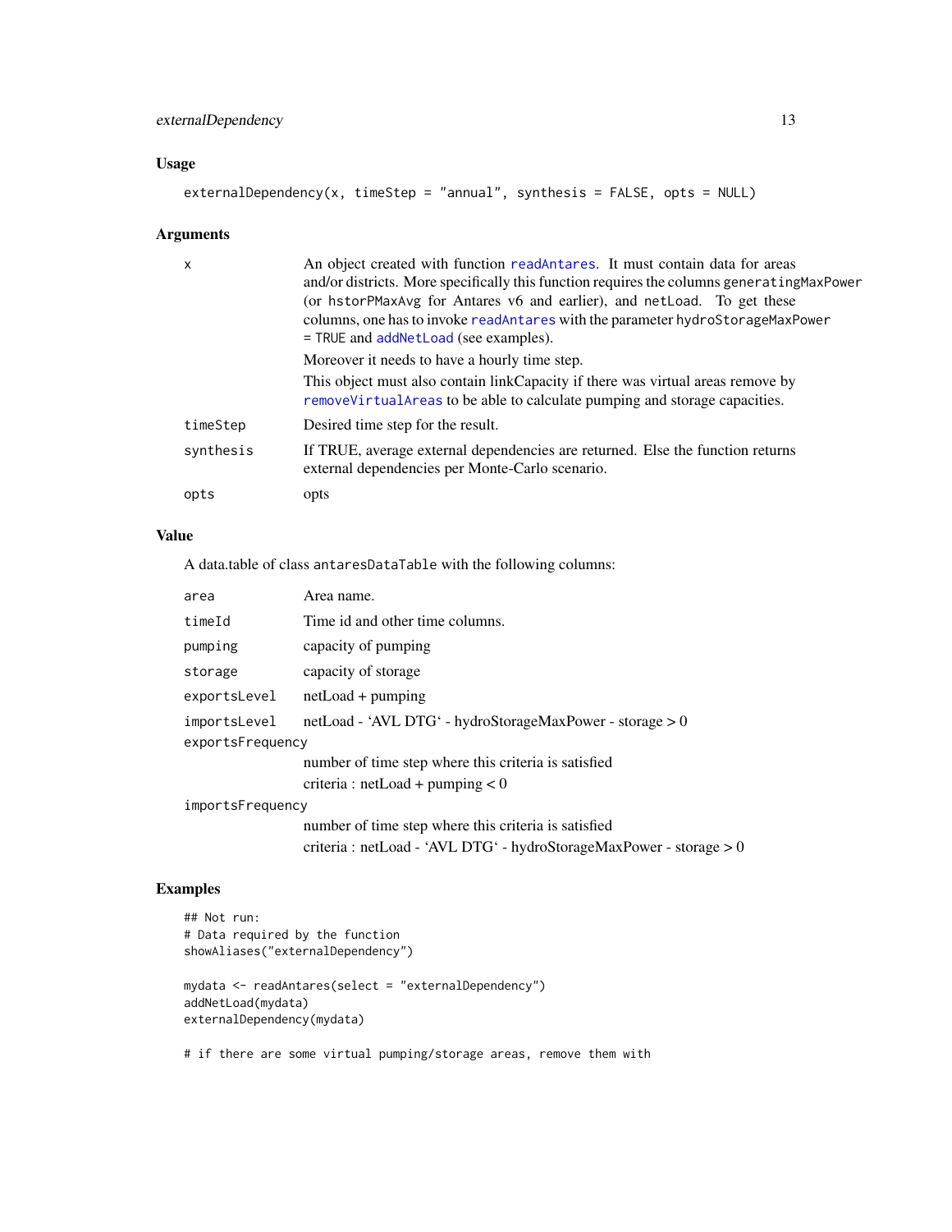## Usage

```
externalDependency(x, timeStep = "annual", synthesis = FALSE, opts = NULL)
```

## Arguments

| | |
|---|---|
| x | An object created with function readAntares. It must contain data for areas and/or districts. More specifically this function requires the columns generatingMaxPower (or hstorPMaxAvg for Antares v6 and earlier), and netLoad. To get these columns, one has to invoke readAntares with the parameter hydroStorageMaxPower = TRUE and addNetLoad (see examples). Moreover it needs to have a hourly time step. This object must also contain linkCapacity if there was virtual areas remove by removeVirtualAreas to be able to calculate pumping and storage capacities. |
| timeStep | Desired time step for the result. |
| synthesis | If TRUE, average external dependencies are returned. Else the function returns external dependencies per Monte-Carlo scenario. |
| opts | opts |

## Value

A data.table of class antaresDataTable with the following columns:

| | |
|---|---|
| area | Area name. |
| timeId | Time id and other time columns. |
| pumping | capacity of pumping |
| storage | capacity of storage |
| exportsLevel | netLoad + pumping |
| importsLevel | netLoad - 'AVL DTG' - hydroStorageMaxPower - storage > 0 |
| exportsFrequency | number of time step where this criteria is satisfied<br>criteria : netLoad + pumping < 0 |
| importsFrequency | number of time step where this criteria is satisfied<br>criteria : netLoad - 'AVL DTG' - hydroStorageMaxPower - storage > 0 |

## Examples

```
## Not run:
# Data required by the function
showAliases("externalDependency")

mydata <- readAntares(select = "externalDependency")
addNetLoad(mydata)
externalDependency(mydata)

# if there are some virtual pumping/storage areas, remove them with
```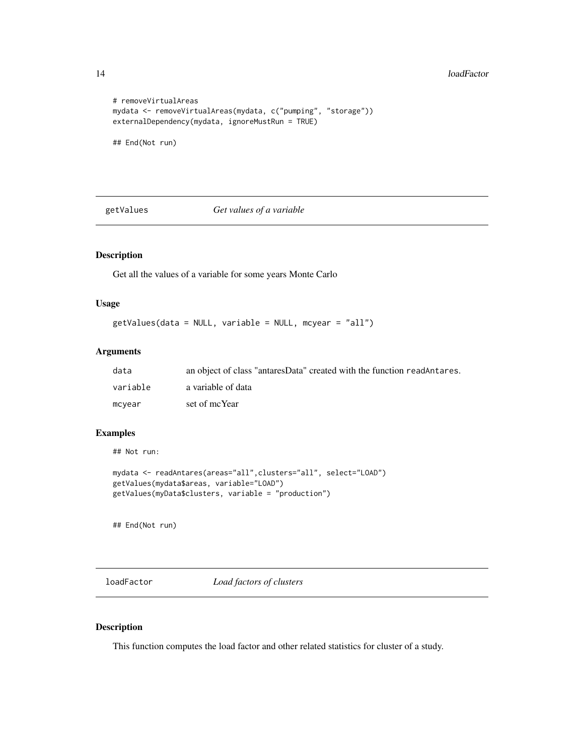```
# removeVirtualAreas
mydata <- removeVirtualAreas(mydata, c("pumping", "storage"))
externalDependency(mydata, ignoreMustRun = TRUE)

## End(Not run)
```

## getValues *Get values of a variable*

### Description

Get all the values of a variable for some years Monte Carlo

### Usage

```
getValues(data = NULL, variable = NULL, mcyear = "all")
```

### Arguments

| | |
|---|---|
| data | an object of class "antaresData" created with the function readAntares. |
| variable | a variable of data |
| mcyear | set of mcYear |

### Examples

```
## Not run:

mydata <- readAntares(areas="all",clusters="all", select="LOAD")
getValues(mydata$areas, variable="LOAD")
getValues(myData$clusters, variable = "production")


## End(Not run)
```

## loadFactor *Load factors of clusters*

### Description

This function computes the load factor and other related statistics for cluster of a study.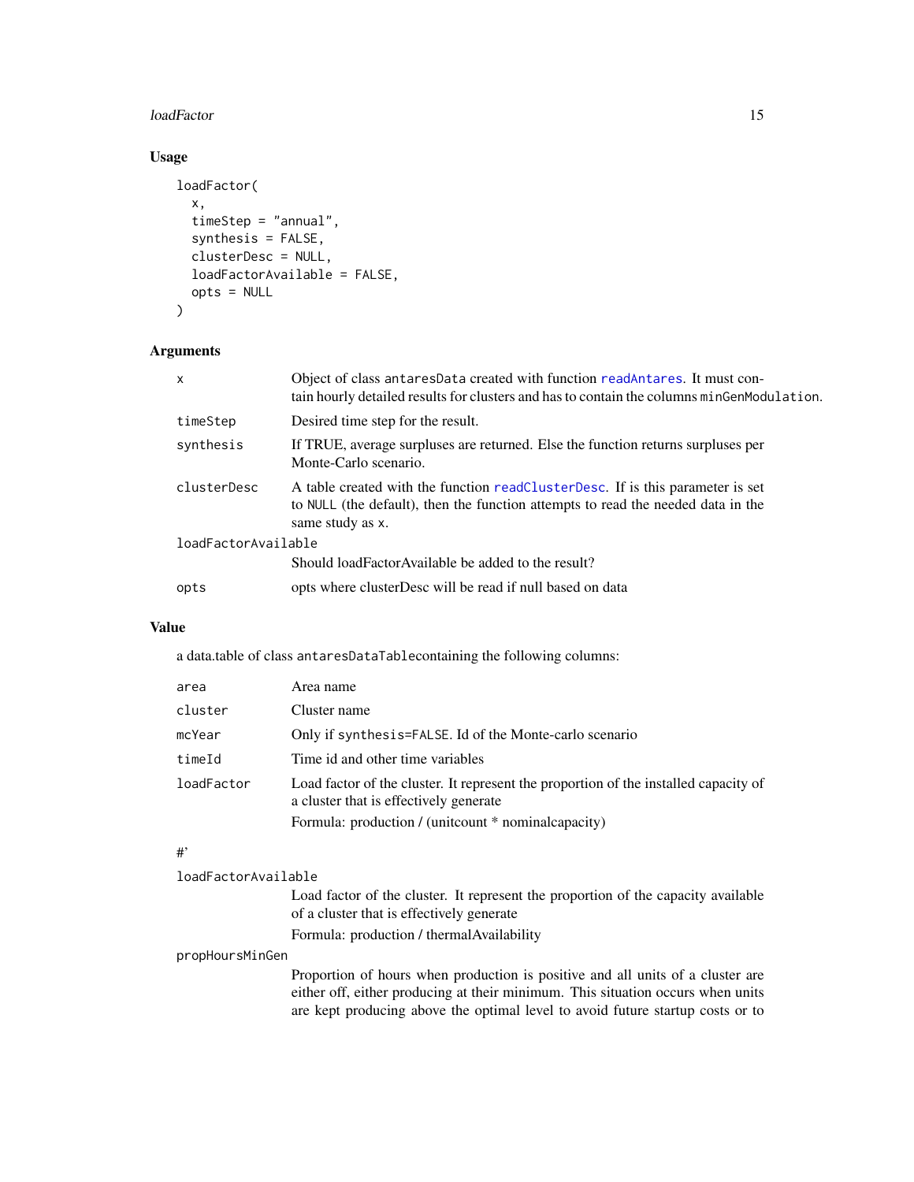## Usage

```
loadFactor(
  x,
  timeStep = "annual",
  synthesis = FALSE,
  clusterDesc = NULL,
  loadFactorAvailable = FALSE,
  opts = NULL
)
```

## Arguments

| | |
|---|---|
| x | Object of class antaresData created with function readAntares. It must contain hourly detailed results for clusters and has to contain the columns minGenModulation. |
| timeStep | Desired time step for the result. |
| synthesis | If TRUE, average surpluses are returned. Else the function returns surpluses per Monte-Carlo scenario. |
| clusterDesc | A table created with the function readClusterDesc. If is this parameter is set to NULL (the default), then the function attempts to read the needed data in the same study as x. |
| loadFactorAvailable | Should loadFactorAvailable be added to the result? |
| opts | opts where clusterDesc will be read if null based on data |

## Value

a data.table of class antaresDataTablecontaining the following columns:

| | |
|---|---|
| area | Area name |
| cluster | Cluster name |
| mcYear | Only if synthesis=FALSE. Id of the Monte-carlo scenario |
| timeId | Time id and other time variables |
| loadFactor | Load factor of the cluster. It represent the proportion of the installed capacity of a cluster that is effectively generate<br>Formula: production / (unitcount * nominalcapacity) |

#'

| | |
|---|---|
| loadFactorAvailable | Load factor of the cluster. It represent the proportion of the capacity available of a cluster that is effectively generate<br>Formula: production / thermalAvailability |
| propHoursMinGen | Proportion of hours when production is positive and all units of a cluster are either off, either producing at their minimum. This situation occurs when units are kept producing above the optimal level to avoid future startup costs or to |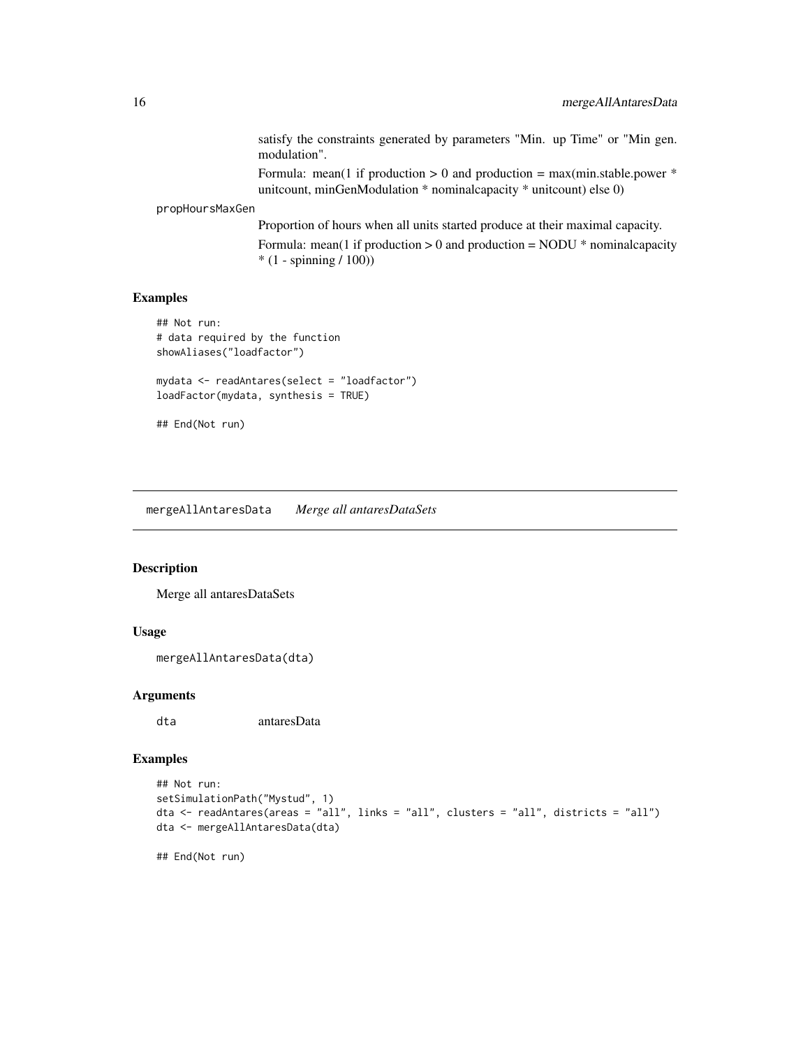satisfy the constraints generated by parameters "Min. up Time" or "Min gen. modulation".

Formula: mean(1 if production > 0 and production = max(min.stable.power * unitcount, minGenModulation * nominalcapacity * unitcount) else 0)

propHoursMaxGen
: Proportion of hours when all units started produce at their maximal capacity.

  Formula: mean(1 if production > 0 and production = NODU * nominalcapacity * (1 - spinning / 100))

### Examples

```
## Not run:
# data required by the function
showAliases("loadfactor")

mydata <- readAntares(select = "loadfactor")
loadFactor(mydata, synthesis = TRUE)

## End(Not run)
```

---

## mergeAllAntaresData *Merge all antaresDataSets*

### Description

Merge all antaresDataSets

### Usage

```
mergeAllAntaresData(dta)
```

### Arguments

| | |
|---|---|
| dta | antaresData |

### Examples

```
## Not run:
setSimulationPath("Mystud", 1)
dta <- readAntares(areas = "all", links = "all", clusters = "all", districts = "all")
dta <- mergeAllAntaresData(dta)

## End(Not run)
```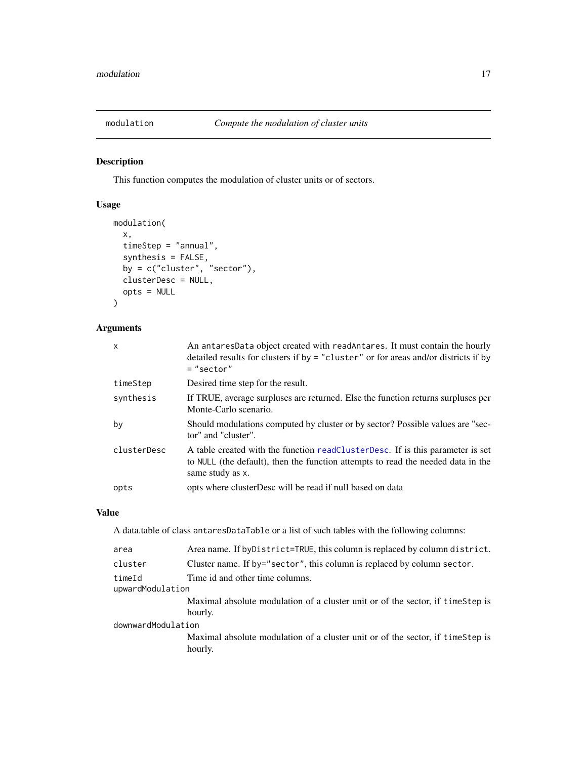## modulation — *Compute the modulation of cluster units*

### Description

This function computes the modulation of cluster units or of sectors.

### Usage

```
modulation(
  x,
  timeStep = "annual",
  synthesis = FALSE,
  by = c("cluster", "sector"),
  clusterDesc = NULL,
  opts = NULL
)
```

### Arguments

| | |
|---|---|
| `x` | An `antaresData` object created with `readAntares`. It must contain the hourly detailed results for clusters if `by = "cluster"` or for areas and/or districts if `by = "sector"` |
| `timeStep` | Desired time step for the result. |
| `synthesis` | If TRUE, average surpluses are returned. Else the function returns surpluses per Monte-Carlo scenario. |
| `by` | Should modulations computed by cluster or by sector? Possible values are "sector" and "cluster". |
| `clusterDesc` | A table created with the function `readClusterDesc`. If is this parameter is set to `NULL` (the default), then the function attempts to read the needed data in the same study as `x`. |
| `opts` | opts where clusterDesc will be read if null based on data |

### Value

A data.table of class `antaresDataTable` or a list of such tables with the following columns:

| | |
|---|---|
| `area` | Area name. If `byDistrict=TRUE`, this column is replaced by column `district`. |
| `cluster` | Cluster name. If `by="sector"`, this column is replaced by column `sector`. |
| `timeId` | Time id and other time columns. |
| `upwardModulation` | Maximal absolute modulation of a cluster unit or of the sector, if `timeStep` is hourly. |
| `downwardModulation` | Maximal absolute modulation of a cluster unit or of the sector, if `timeStep` is hourly. |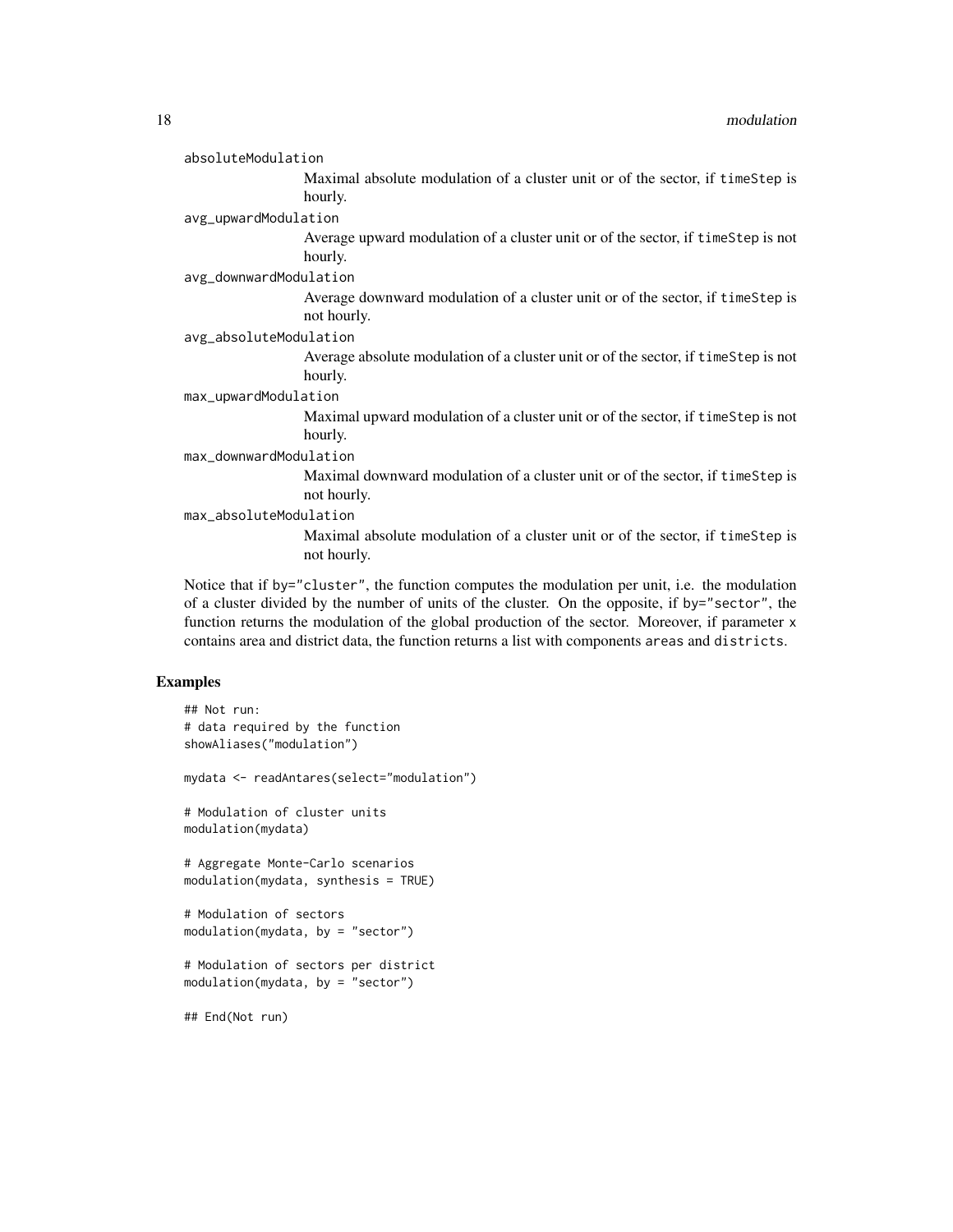absoluteModulation
: Maximal absolute modulation of a cluster unit or of the sector, if `timeStep` is hourly.

avg_upwardModulation
: Average upward modulation of a cluster unit or of the sector, if `timeStep` is not hourly.

avg_downwardModulation
: Average downward modulation of a cluster unit or of the sector, if `timeStep` is not hourly.

avg_absoluteModulation
: Average absolute modulation of a cluster unit or of the sector, if `timeStep` is not hourly.

max_upwardModulation
: Maximal upward modulation of a cluster unit or of the sector, if `timeStep` is not hourly.

max_downwardModulation
: Maximal downward modulation of a cluster unit or of the sector, if `timeStep` is not hourly.

max_absoluteModulation
: Maximal absolute modulation of a cluster unit or of the sector, if `timeStep` is not hourly.

Notice that if `by="cluster"`, the function computes the modulation per unit, i.e. the modulation of a cluster divided by the number of units of the cluster. On the opposite, if `by="sector"`, the function returns the modulation of the global production of the sector. Moreover, if parameter `x` contains area and district data, the function returns a list with components `areas` and `districts`.

## Examples

```
## Not run:
# data required by the function
showAliases("modulation")

mydata <- readAntares(select="modulation")

# Modulation of cluster units
modulation(mydata)

# Aggregate Monte-Carlo scenarios
modulation(mydata, synthesis = TRUE)

# Modulation of sectors
modulation(mydata, by = "sector")

# Modulation of sectors per district
modulation(mydata, by = "sector")

## End(Not run)
```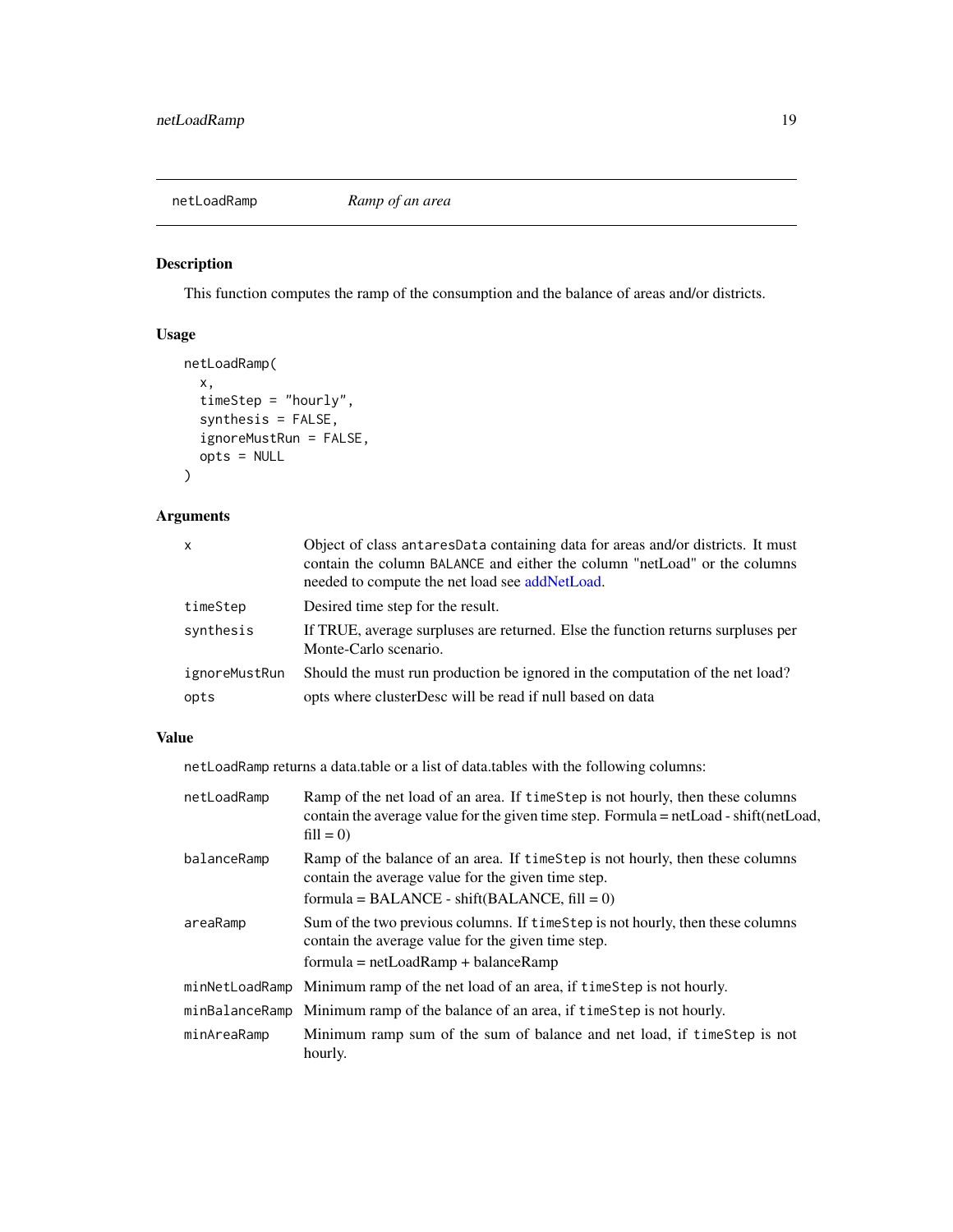netLoadRamp — *Ramp of an area*

## Description

This function computes the ramp of the consumption and the balance of areas and/or districts.

## Usage

```
netLoadRamp(
  x,
  timeStep = "hourly",
  synthesis = FALSE,
  ignoreMustRun = FALSE,
  opts = NULL
)
```

## Arguments

| | |
|---|---|
| `x` | Object of class `antaresData` containing data for areas and/or districts. It must contain the column `BALANCE` and either the column "netLoad" or the columns needed to compute the net load see addNetLoad. |
| `timeStep` | Desired time step for the result. |
| `synthesis` | If TRUE, average surpluses are returned. Else the function returns surpluses per Monte-Carlo scenario. |
| `ignoreMustRun` | Should the must run production be ignored in the computation of the net load? |
| `opts` | opts where clusterDesc will be read if null based on data |

## Value

`netLoadRamp` returns a data.table or a list of data.tables with the following columns:

| | |
|---|---|
| `netLoadRamp` | Ramp of the net load of an area. If `timeStep` is not hourly, then these columns contain the average value for the given time step. Formula = netLoad - shift(netLoad, fill = 0) |
| `balanceRamp` | Ramp of the balance of an area. If `timeStep` is not hourly, then these columns contain the average value for the given time step.<br>formula = BALANCE - shift(BALANCE, fill = 0) |
| `areaRamp` | Sum of the two previous columns. If `timeStep` is not hourly, then these columns contain the average value for the given time step.<br>formula = netLoadRamp + balanceRamp |
| `minNetLoadRamp` | Minimum ramp of the net load of an area, if `timeStep` is not hourly. |
| `minBalanceRamp` | Minimum ramp of the balance of an area, if `timeStep` is not hourly. |
| `minAreaRamp` | Minimum ramp sum of the sum of balance and net load, if `timeStep` is not hourly. |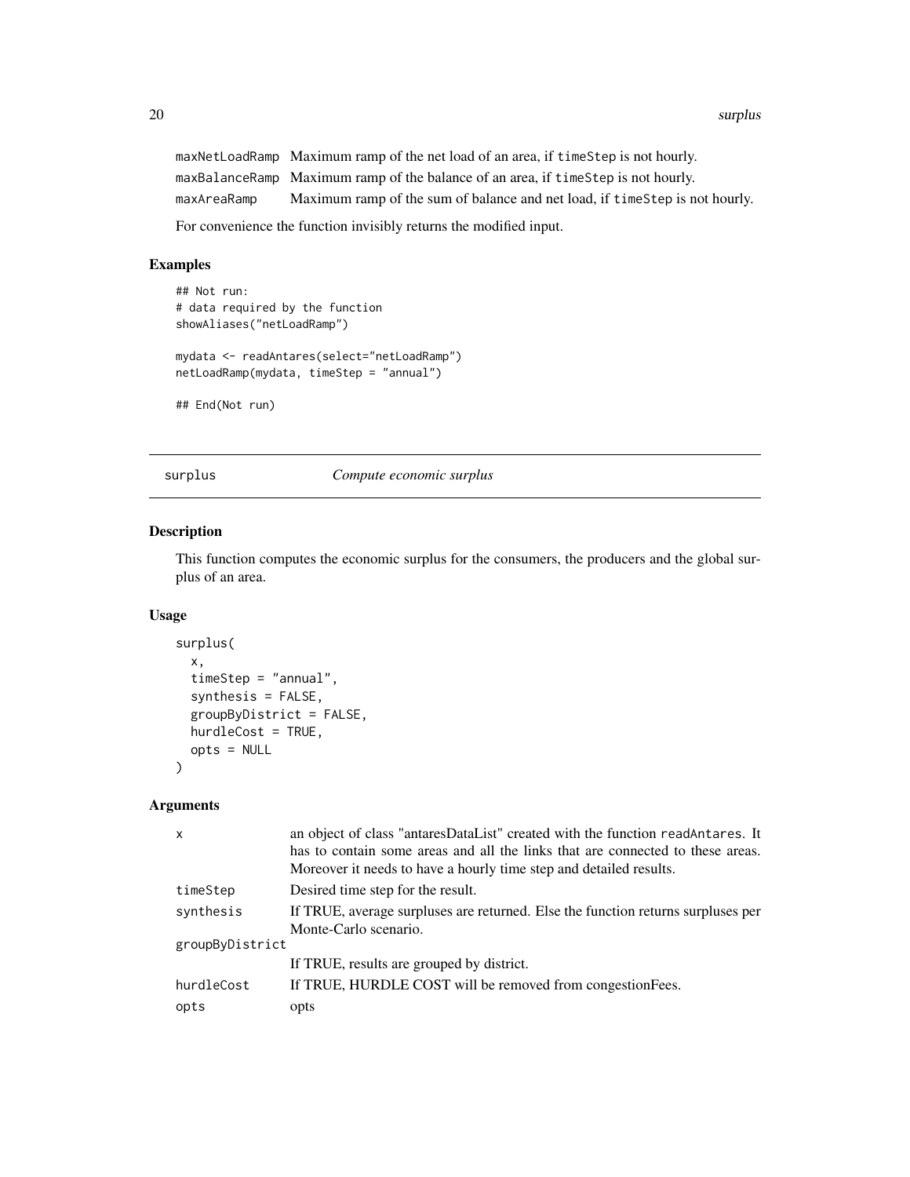| | |
|---|---|
| maxNetLoadRamp | Maximum ramp of the net load of an area, if timeStep is not hourly. |
| maxBalanceRamp | Maximum ramp of the balance of an area, if timeStep is not hourly. |
| maxAreaRamp | Maximum ramp of the sum of balance and net load, if timeStep is not hourly. |

For convenience the function invisibly returns the modified input.

## Examples

```
## Not run:
# data required by the function
showAliases("netLoadRamp")

mydata <- readAntares(select="netLoadRamp")
netLoadRamp(mydata, timeStep = "annual")

## End(Not run)
```

---

# surplus — *Compute economic surplus*

## Description

This function computes the economic surplus for the consumers, the producers and the global surplus of an area.

## Usage

```
surplus(
  x,
  timeStep = "annual",
  synthesis = FALSE,
  groupByDistrict = FALSE,
  hurdleCost = TRUE,
  opts = NULL
)
```

## Arguments

| | |
|---|---|
| x | an object of class "antaresDataList" created with the function readAntares. It has to contain some areas and all the links that are connected to these areas. Moreover it needs to have a hourly time step and detailed results. |
| timeStep | Desired time step for the result. |
| synthesis | If TRUE, average surpluses are returned. Else the function returns surpluses per Monte-Carlo scenario. |
| groupByDistrict | If TRUE, results are grouped by district. |
| hurdleCost | If TRUE, HURDLE COST will be removed from congestionFees. |
| opts | opts |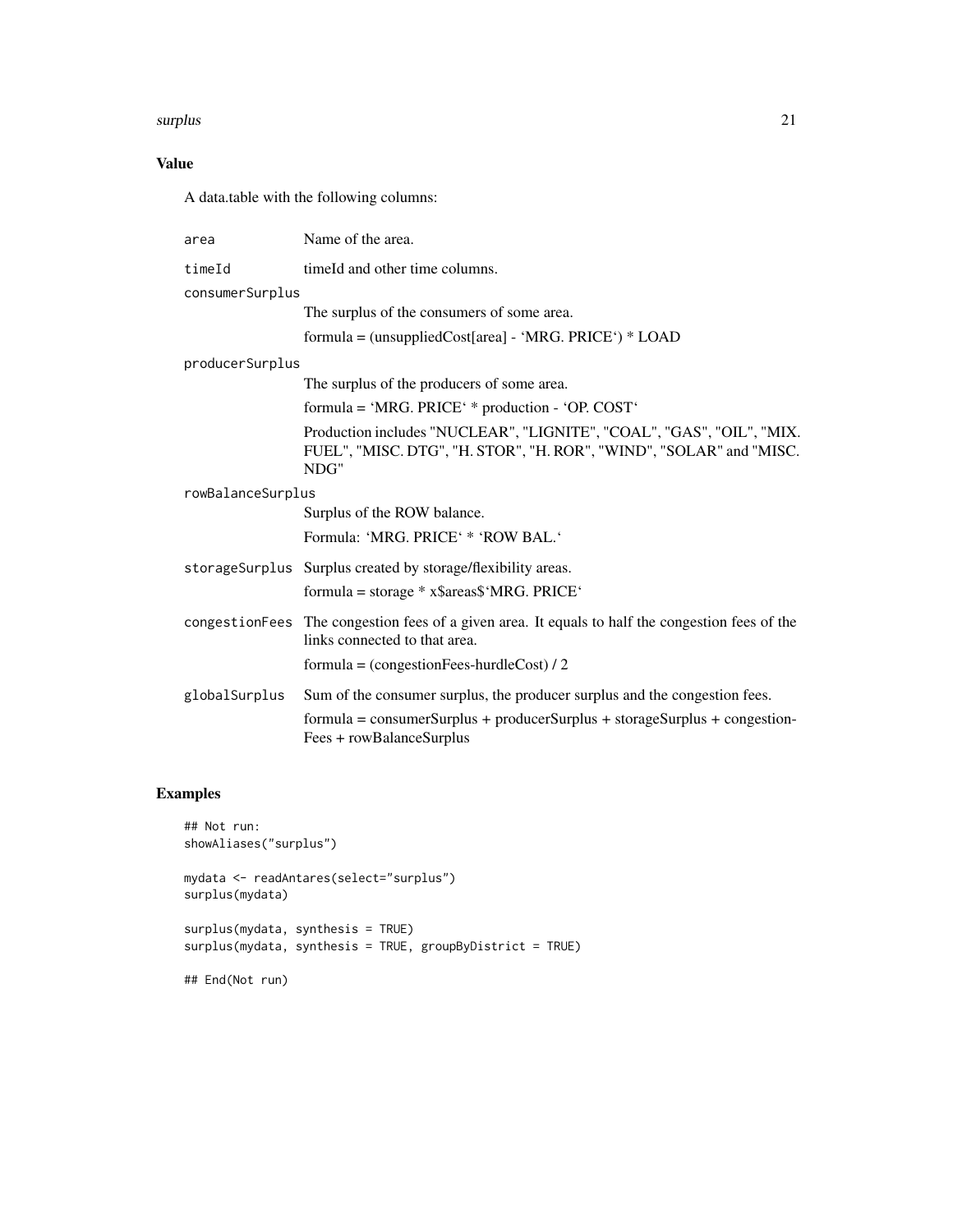## Value

A data.table with the following columns:

**area** Name of the area.

**timeId** timeId and other time columns.

**consumerSurplus** The surplus of the consumers of some area.

formula = (unsuppliedCost[area] - 'MRG. PRICE') * LOAD

**producerSurplus** The surplus of the producers of some area.

formula = 'MRG. PRICE' * production - 'OP. COST'

Production includes "NUCLEAR", "LIGNITE", "COAL", "GAS", "OIL", "MIX. FUEL", "MISC. DTG", "H. STOR", "H. ROR", "WIND", "SOLAR" and "MISC. NDG"

**rowBalanceSurplus** Surplus of the ROW balance.

Formula: 'MRG. PRICE' * 'ROW BAL.'

**storageSurplus** Surplus created by storage/flexibility areas.

formula = storage * x$areas$'MRG. PRICE'

**congestionFees** The congestion fees of a given area. It equals to half the congestion fees of the links connected to that area.

formula = (congestionFees-hurdleCost) / 2

**globalSurplus** Sum of the consumer surplus, the producer surplus and the congestion fees.

formula = consumerSurplus + producerSurplus + storageSurplus + congestionFees + rowBalanceSurplus

## Examples

```
## Not run:
showAliases("surplus")

mydata <- readAntares(select="surplus")
surplus(mydata)

surplus(mydata, synthesis = TRUE)
surplus(mydata, synthesis = TRUE, groupByDistrict = TRUE)

## End(Not run)
```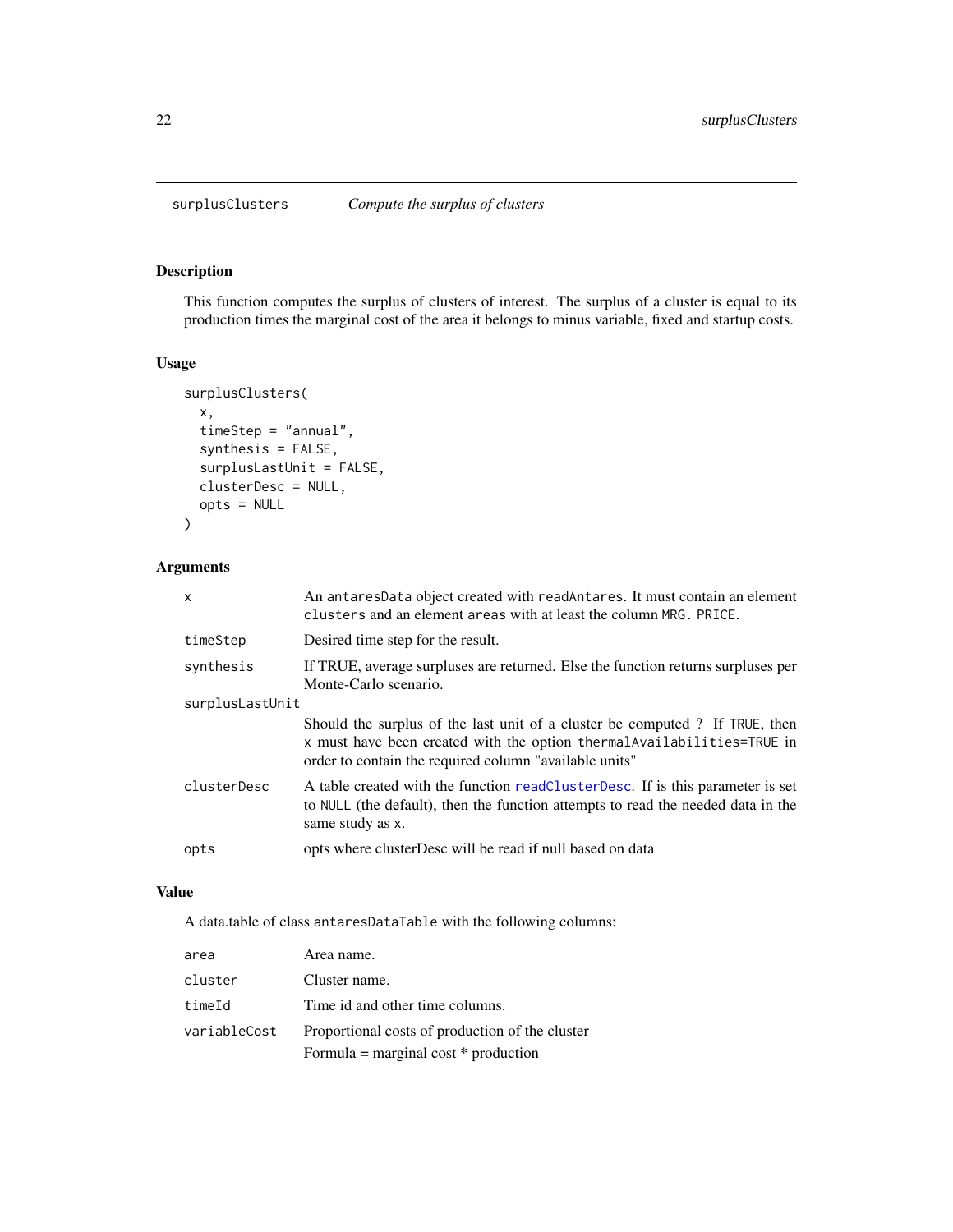# surplusClusters — *Compute the surplus of clusters*

## Description

This function computes the surplus of clusters of interest. The surplus of a cluster is equal to its production times the marginal cost of the area it belongs to minus variable, fixed and startup costs.

## Usage

```
surplusClusters(
  x,
  timeStep = "annual",
  synthesis = FALSE,
  surplusLastUnit = FALSE,
  clusterDesc = NULL,
  opts = NULL
)
```

## Arguments

| | |
|---|---|
| `x` | An `antaresData` object created with `readAntares`. It must contain an element `clusters` and an element `areas` with at least the column `MRG. PRICE`. |
| `timeStep` | Desired time step for the result. |
| `synthesis` | If TRUE, average surpluses are returned. Else the function returns surpluses per Monte-Carlo scenario. |
| `surplusLastUnit` | Should the surplus of the last unit of a cluster be computed ? If `TRUE`, then `x` must have been created with the option `thermalAvailabilities=TRUE` in order to contain the required column "available units" |
| `clusterDesc` | A table created with the function `readClusterDesc`. If is this parameter is set to `NULL` (the default), then the function attempts to read the needed data in the same study as `x`. |
| `opts` | opts where clusterDesc will be read if null based on data |

## Value

A data.table of class `antaresDataTable` with the following columns:

| | |
|---|---|
| `area` | Area name. |
| `cluster` | Cluster name. |
| `timeId` | Time id and other time columns. |
| `variableCost` | Proportional costs of production of the cluster<br>Formula = marginal cost * production |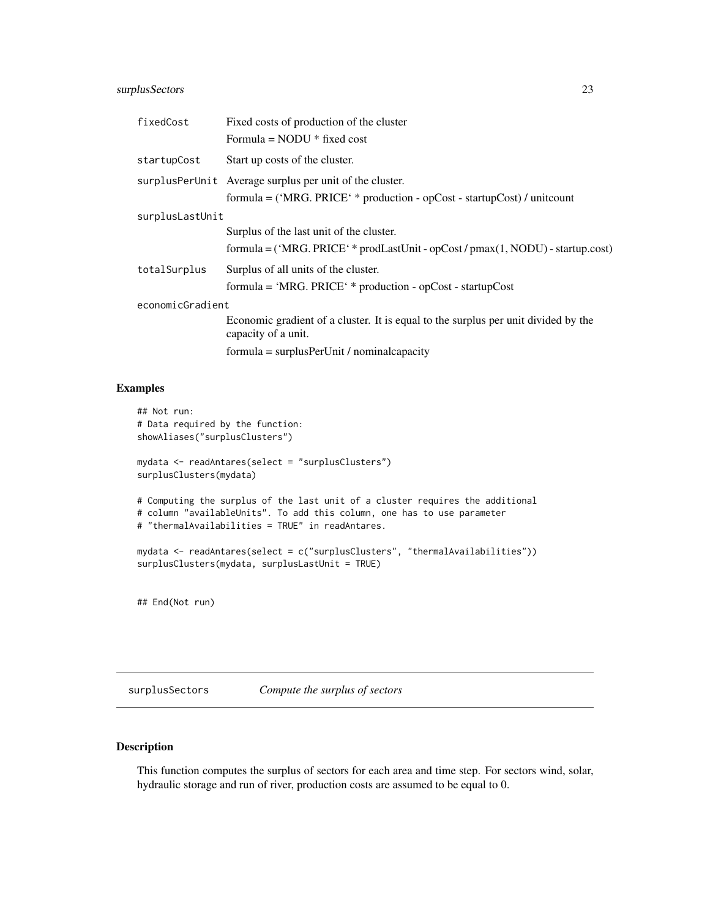| | |
|---|---|
| `fixedCost` | Fixed costs of production of the cluster<br>Formula = NODU * fixed cost |
| `startupCost` | Start up costs of the cluster. |
| `surplusPerUnit` | Average surplus per unit of the cluster.<br>formula = ('MRG. PRICE' * production - opCost - startupCost) / unitcount |
| `surplusLastUnit` | Surplus of the last unit of the cluster.<br>formula = ('MRG. PRICE' * prodLastUnit - opCost / pmax(1, NODU) - startup.cost) |
| `totalSurplus` | Surplus of all units of the cluster.<br>formula = 'MRG. PRICE' * production - opCost - startupCost |
| `economicGradient` | Economic gradient of a cluster. It is equal to the surplus per unit divided by the capacity of a unit.<br>formula = surplusPerUnit / nominalcapacity |

## Examples

```
## Not run:
# Data required by the function:
showAliases("surplusClusters")

mydata <- readAntares(select = "surplusClusters")
surplusClusters(mydata)

# Computing the surplus of the last unit of a cluster requires the additional
# column "availableUnits". To add this column, one has to use parameter
# "thermalAvailabilities = TRUE" in readAntares.

mydata <- readAntares(select = c("surplusClusters", "thermalAvailabilities"))
surplusClusters(mydata, surplusLastUnit = TRUE)


## End(Not run)
```

---

# surplusSectors — *Compute the surplus of sectors*

## Description

This function computes the surplus of sectors for each area and time step. For sectors wind, solar, hydraulic storage and run of river, production costs are assumed to be equal to 0.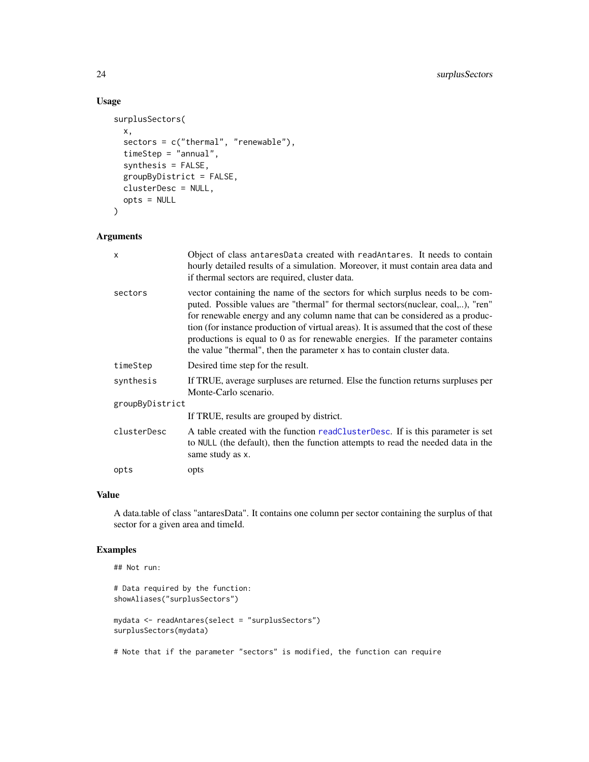## Usage

```
surplusSectors(
  x,
  sectors = c("thermal", "renewable"),
  timeStep = "annual",
  synthesis = FALSE,
  groupByDistrict = FALSE,
  clusterDesc = NULL,
  opts = NULL
)
```

## Arguments

| | |
|---|---|
| x | Object of class antaresData created with readAntares. It needs to contain hourly detailed results of a simulation. Moreover, it must contain area data and if thermal sectors are required, cluster data. |
| sectors | vector containing the name of the sectors for which surplus needs to be computed. Possible values are "thermal" for thermal sectors(nuclear, coal,..), "ren" for renewable energy and any column name that can be considered as a production (for instance production of virtual areas). It is assumed that the cost of these productions is equal to 0 as for renewable energies. If the parameter contains the value "thermal", then the parameter x has to contain cluster data. |
| timeStep | Desired time step for the result. |
| synthesis | If TRUE, average surpluses are returned. Else the function returns surpluses per Monte-Carlo scenario. |
| groupByDistrict | If TRUE, results are grouped by district. |
| clusterDesc | A table created with the function readClusterDesc. If is this parameter is set to NULL (the default), then the function attempts to read the needed data in the same study as x. |
| opts | opts |

## Value

A data.table of class "antaresData". It contains one column per sector containing the surplus of that sector for a given area and timeId.

## Examples

```
## Not run:

# Data required by the function:
showAliases("surplusSectors")

mydata <- readAntares(select = "surplusSectors")
surplusSectors(mydata)

# Note that if the parameter "sectors" is modified, the function can require
```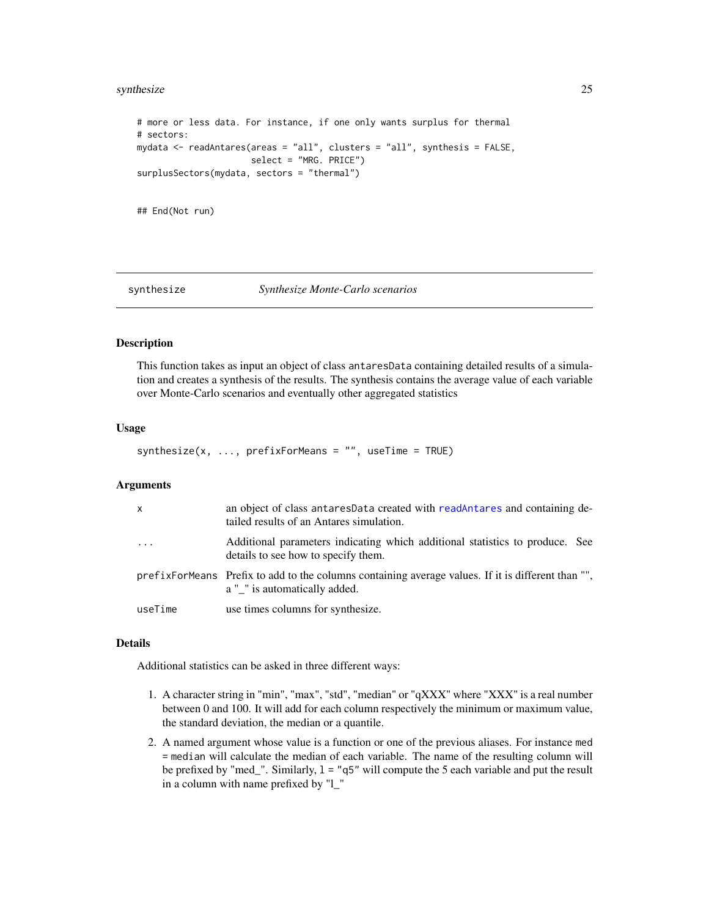```
# more or less data. For instance, if one only wants surplus for thermal
# sectors:
mydata <- readAntares(areas = "all", clusters = "all", synthesis = FALSE,
                      select = "MRG. PRICE")
surplusSectors(mydata, sectors = "thermal")


## End(Not run)
```

---

## synthesize &nbsp;&nbsp;&nbsp;&nbsp; *Synthesize Monte-Carlo scenarios*

---

### Description

This function takes as input an object of class `antaresData` containing detailed results of a simulation and creates a synthesis of the results. The synthesis contains the average value of each variable over Monte-Carlo scenarios and eventually other aggregated statistics

### Usage

```
synthesize(x, ..., prefixForMeans = "", useTime = TRUE)
```

### Arguments

| | |
|---|---|
| `x` | an object of class `antaresData` created with `readAntares` and containing detailed results of an Antares simulation. |
| `...` | Additional parameters indicating which additional statistics to produce. See details to see how to specify them. |
| `prefixForMeans` | Prefix to add to the columns containing average values. If it is different than "", a "_" is automatically added. |
| `useTime` | use times columns for synthesize. |

### Details

Additional statistics can be asked in three different ways:

1. A character string in "min", "max", "std", "median" or "qXXX" where "XXX" is a real number between 0 and 100. It will add for each column respectively the minimum or maximum value, the standard deviation, the median or a quantile.
2. A named argument whose value is a function or one of the previous aliases. For instance `med = median` will calculate the median of each variable. The name of the resulting column will be prefixed by "med_". Similarly, `l = "q5"` will compute the 5 each variable and put the result in a column with name prefixed by "l_"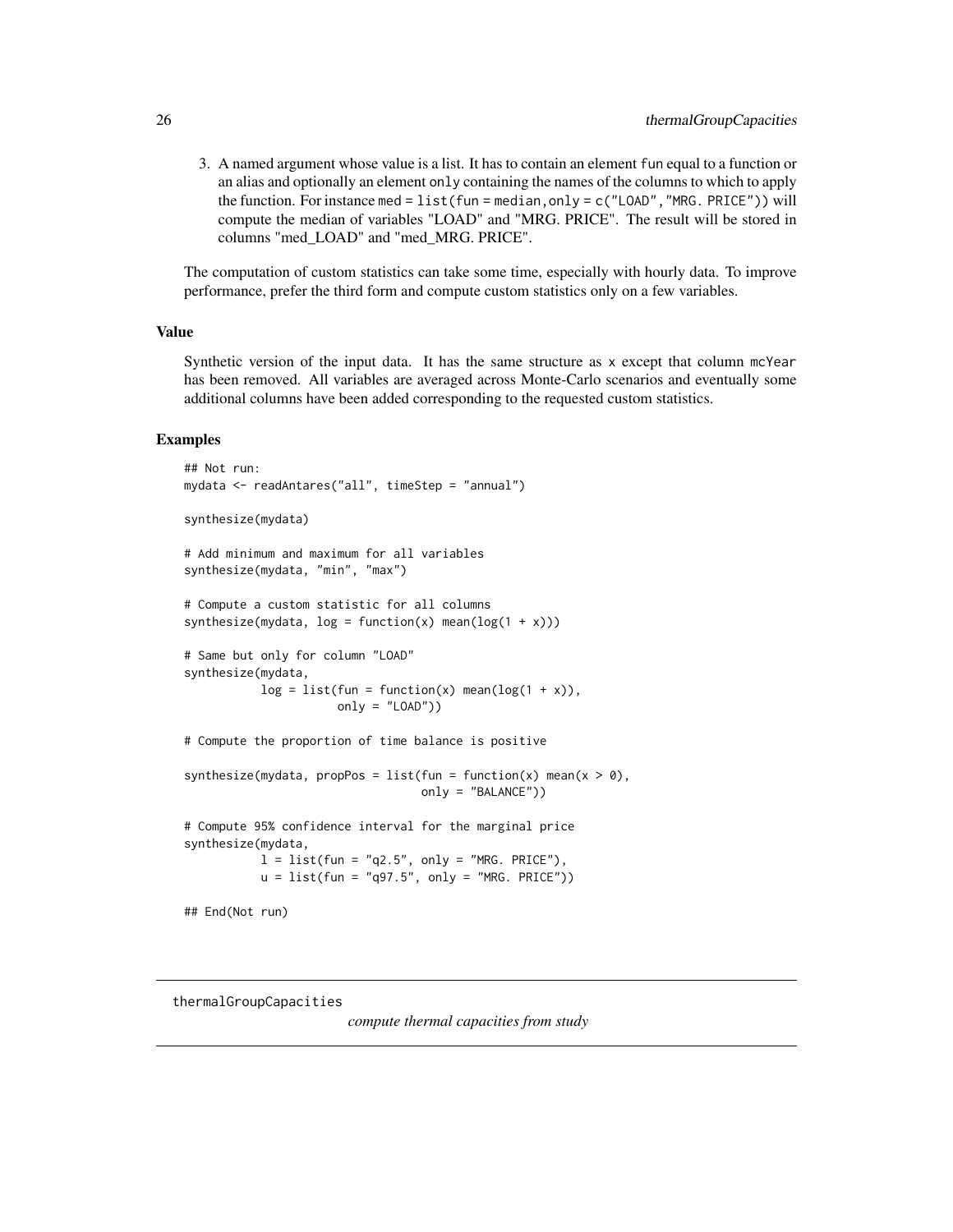3. A named argument whose value is a list. It has to contain an element `fun` equal to a function or an alias and optionally an element `only` containing the names of the columns to which to apply the function. For instance `med = list(fun = median, only = c("LOAD", "MRG. PRICE"))` will compute the median of variables "LOAD" and "MRG. PRICE". The result will be stored in columns "med_LOAD" and "med_MRG. PRICE".

The computation of custom statistics can take some time, especially with hourly data. To improve performance, prefer the third form and compute custom statistics only on a few variables.

### Value

Synthetic version of the input data. It has the same structure as `x` except that column `mcYear` has been removed. All variables are averaged across Monte-Carlo scenarios and eventually some additional columns have been added corresponding to the requested custom statistics.

### Examples

```
## Not run:
mydata <- readAntares("all", timeStep = "annual")

synthesize(mydata)

# Add minimum and maximum for all variables
synthesize(mydata, "min", "max")

# Compute a custom statistic for all columns
synthesize(mydata, log = function(x) mean(log(1 + x)))

# Same but only for column "LOAD"
synthesize(mydata,
           log = list(fun = function(x) mean(log(1 + x)),
                      only = "LOAD"))

# Compute the proportion of time balance is positive

synthesize(mydata, propPos = list(fun = function(x) mean(x > 0),
                                  only = "BALANCE"))

# Compute 95% confidence interval for the marginal price
synthesize(mydata,
           l = list(fun = "q2.5", only = "MRG. PRICE"),
           u = list(fun = "q97.5", only = "MRG. PRICE"))

## End(Not run)
```

---

## thermalGroupCapacities

*compute thermal capacities from study*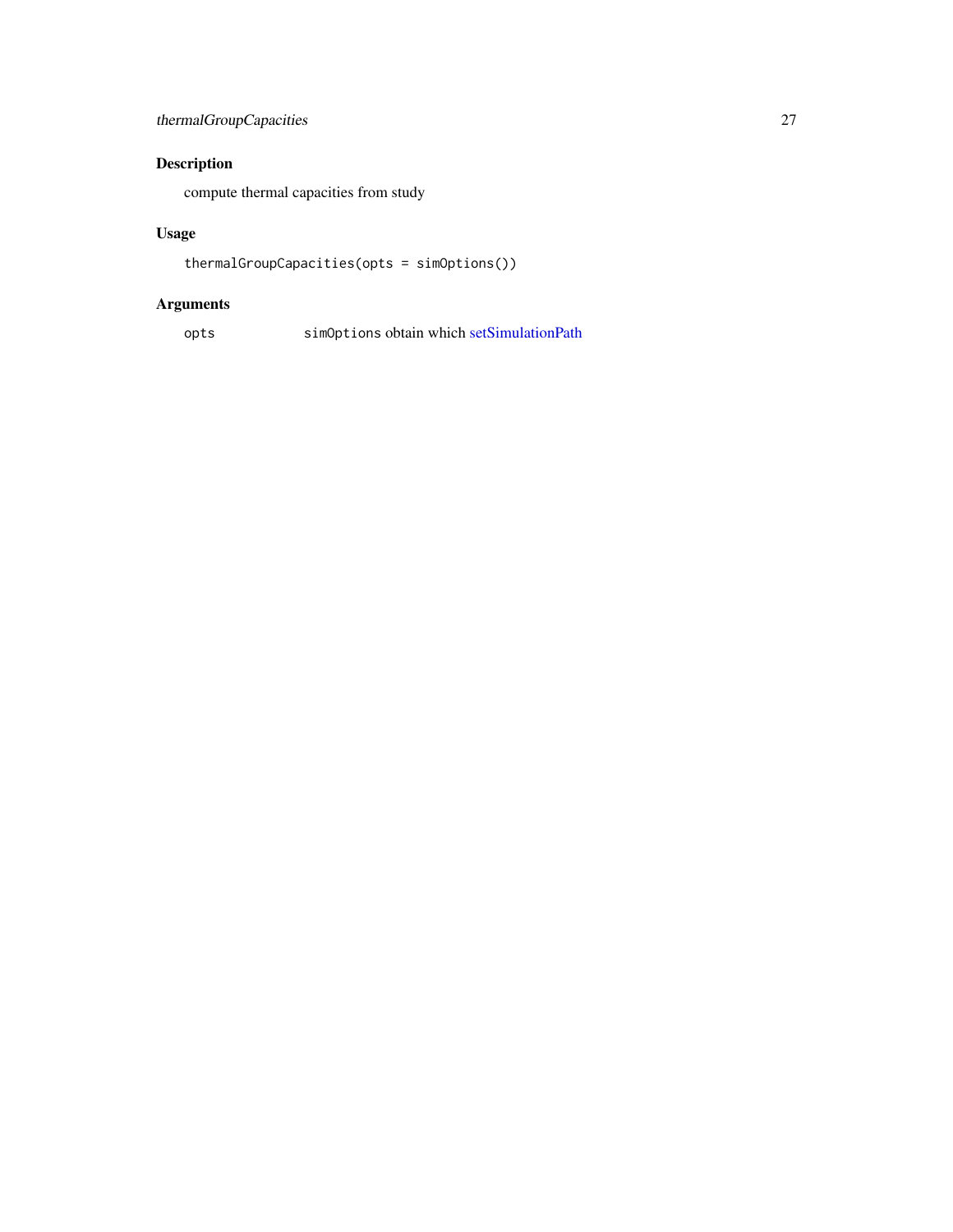## Description

compute thermal capacities from study

## Usage

```
thermalGroupCapacities(opts = simOptions())
```

## Arguments

| | |
|---|---|
| opts | `simOptions` obtain which setSimulationPath |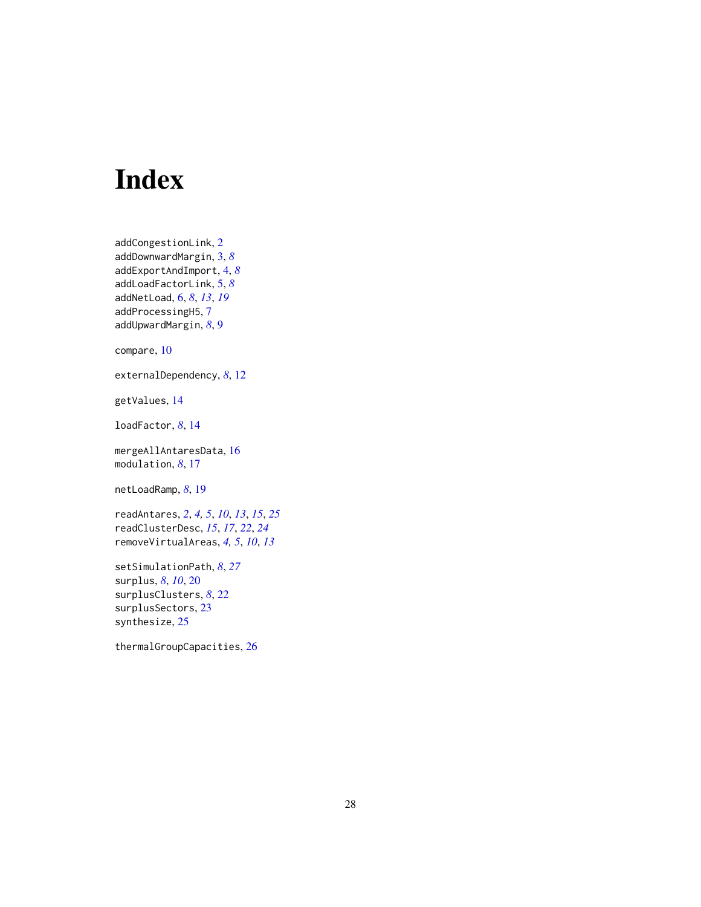# Index

addCongestionLink, 2
addDownwardMargin, 3, *8*
addExportAndImport, 4, *8*
addLoadFactorLink, 5, *8*
addNetLoad, 6, *8*, *13*, *19*
addProcessingH5, 7
addUpwardMargin, *8*, 9

compare, 10

externalDependency, *8*, 12

getValues, 14

loadFactor, *8*, 14

mergeAllAntaresData, 16
modulation, *8*, 17

netLoadRamp, *8*, 19

readAntares, *2*, *4*, *5*, *10*, *13*, *15*, *25*
readClusterDesc, *15*, *17*, *22*, *24*
removeVirtualAreas, *4*, *5*, *10*, *13*

setSimulationPath, *8*, *27*
surplus, *8*, *10*, 20
surplusClusters, *8*, 22
surplusSectors, 23
synthesize, 25

thermalGroupCapacities, 26